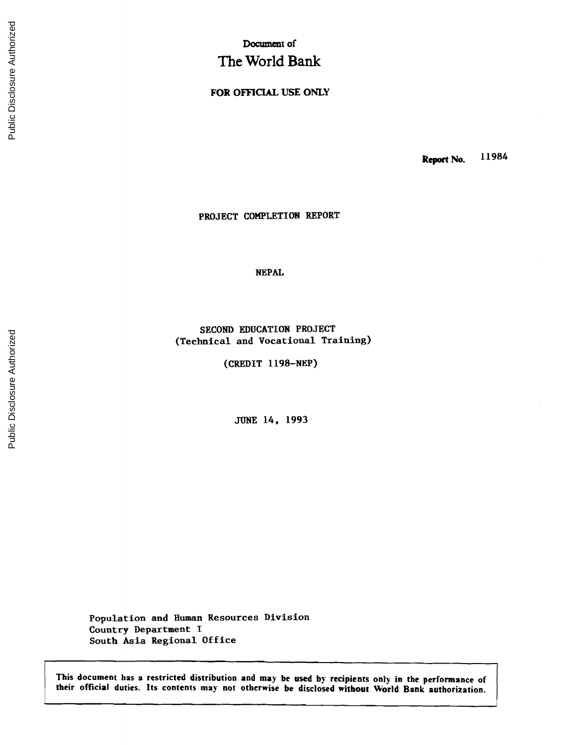Document of

# The World Bank

**FOR OFFICIAL USE ONLY**

**Report No.** 11984

PROJECT COMPLETION REPORT

NEPAL

SECOND EDUCATION PROJECT
(Technical and Vocational Training)

(CREDIT 1198-NEP)

JUNE 14, 1993

Population and Human Resources Division
Country Department I
South Asia Regional Office

This document has a restricted distribution and may be used by recipients only in the performance of their official duties. Its contents may not otherwise be disclosed without World Bank authorization.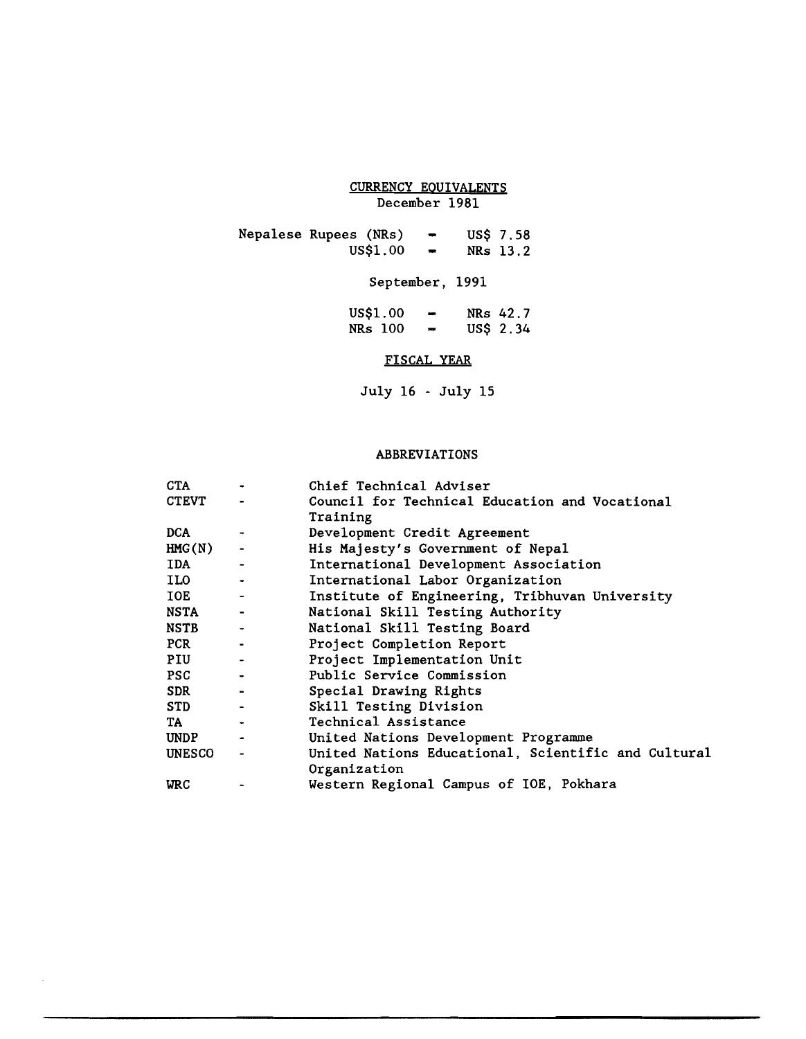## CURRENCY EQUIVALENTS

December 1981

| | | |
|---|---|---|
| Nepalese Rupees (NRs) | = | US$ 7.58 |
| US$1.00 | = | NRs 13.2 |

September, 1991

| | | |
|---|---|---|
| US$1.00 | = | NRs 42.7 |
| NRs 100 | = | US$ 2.34 |

## FISCAL YEAR

July 16 - July 15

## ABBREVIATIONS

| | | |
|---|---|---|
| CTA | - | Chief Technical Adviser |
| CTEVT | - | Council for Technical Education and Vocational Training |
| DCA | - | Development Credit Agreement |
| HMG(N) | - | His Majesty's Government of Nepal |
| IDA | - | International Development Association |
| ILO | - | International Labor Organization |
| IOE | - | Institute of Engineering, Tribhuvan University |
| NSTA | - | National Skill Testing Authority |
| NSTB | - | National Skill Testing Board |
| PCR | - | Project Completion Report |
| PIU | - | Project Implementation Unit |
| PSC | - | Public Service Commission |
| SDR | - | Special Drawing Rights |
| STD | - | Skill Testing Division |
| TA | - | Technical Assistance |
| UNDP | - | United Nations Development Programme |
| UNESCO | - | United Nations Educational, Scientific and Cultural Organization |
| WRC | - | Western Regional Campus of IOE, Pokhara |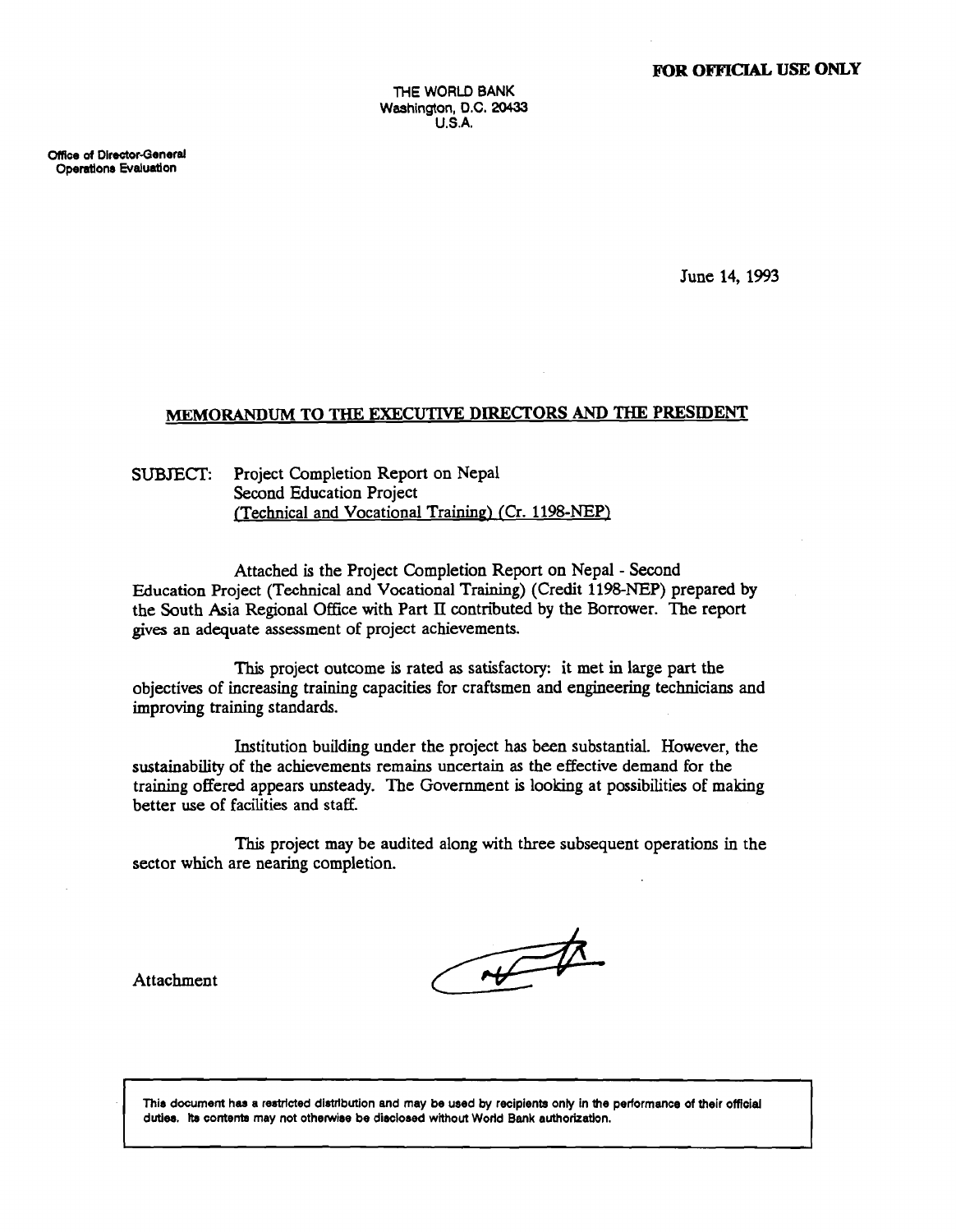**FOR OFFICIAL USE ONLY**

THE WORLD BANK
Washington, D.C. 20433
U.S.A.

Office of Director-General
Operations Evaluation

June 14, 1993

## MEMORANDUM TO THE EXECUTIVE DIRECTORS AND THE PRESIDENT

SUBJECT: Project Completion Report on Nepal
Second Education Project
(Technical and Vocational Training) (Cr. 1198-NEP)

Attached is the Project Completion Report on Nepal - Second Education Project (Technical and Vocational Training) (Credit 1198-NEP) prepared by the South Asia Regional Office with Part II contributed by the Borrower. The report gives an adequate assessment of project achievements.

This project outcome is rated as satisfactory: it met in large part the objectives of increasing training capacities for craftsmen and engineering technicians and improving training standards.

Institution building under the project has been substantial. However, the sustainability of the achievements remains uncertain as the effective demand for the training offered appears unsteady. The Government is looking at possibilities of making better use of facilities and staff.

This project may be audited along with three subsequent operations in the sector which are nearing completion.

Attachment

This document has a restricted distribution and may be used by recipients only in the performance of their official duties. Its contents may not otherwise be disclosed without World Bank authorization.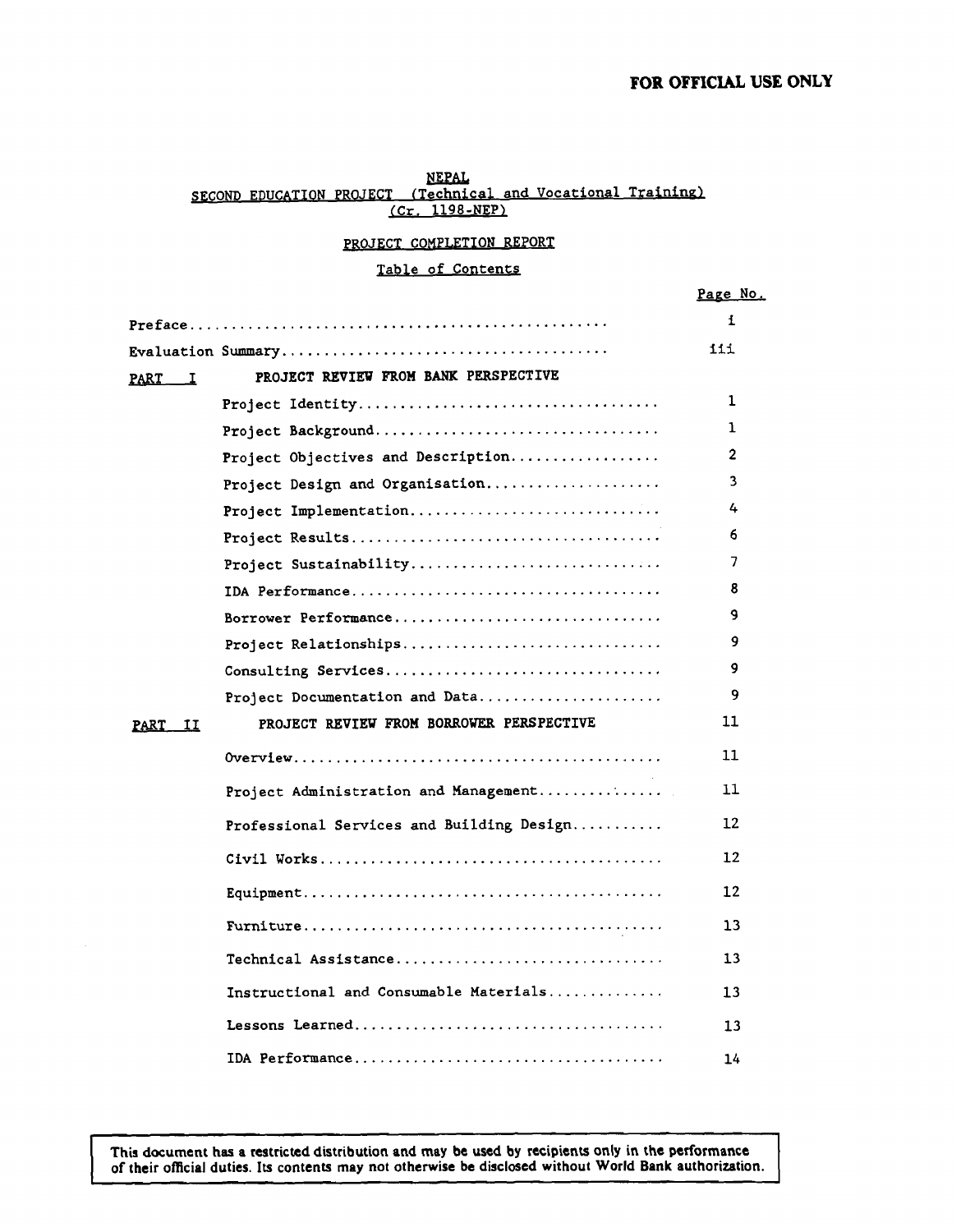**FOR OFFICIAL USE ONLY**

# NEPAL
## SECOND EDUCATION PROJECT (Technical and Vocational Training)
### (Cr. 1198-NEP)

### PROJECT COMPLETION REPORT

### Table of Contents

| | | Page No. |
|---|---|---|
| Preface | | i |
| Evaluation Summary | | iii |
| PART I | PROJECT REVIEW FROM BANK PERSPECTIVE | |
| | Project Identity | 1 |
| | Project Background | 1 |
| | Project Objectives and Description | 2 |
| | Project Design and Organisation | 3 |
| | Project Implementation | 4 |
| | Project Results | 6 |
| | Project Sustainability | 7 |
| | IDA Performance | 8 |
| | Borrower Performance | 9 |
| | Project Relationships | 9 |
| | Consulting Services | 9 |
| | Project Documentation and Data | 9 |
| PART II | PROJECT REVIEW FROM BORROWER PERSPECTIVE | 11 |
| | Overview | 11 |
| | Project Administration and Management | 11 |
| | Professional Services and Building Design | 12 |
| | Civil Works | 12 |
| | Equipment | 12 |
| | Furniture | 13 |
| | Technical Assistance | 13 |
| | Instructional and Consumable Materials | 13 |
| | Lessons Learned | 13 |
| | IDA Performance | 14 |

This document has a restricted distribution and may be used by recipients only in the performance of their official duties. Its contents may not otherwise be disclosed without World Bank authorization.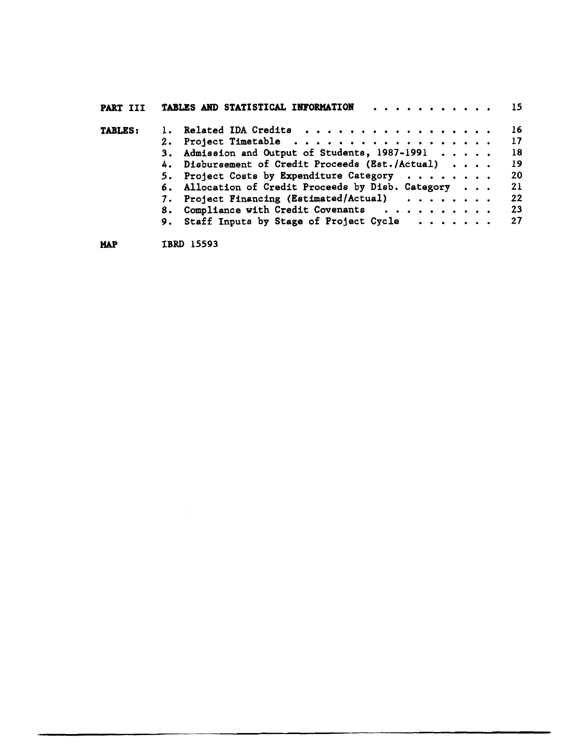| | | |
|---|---|---|
| **PART III** | **TABLES AND STATISTICAL INFORMATION** | 15 |
| **TABLES:** | 1. Related IDA Credits | 16 |
| | 2. Project Timetable | 17 |
| | 3. Admission and Output of Students, 1987-1991 | 18 |
| | 4. Disbursement of Credit Proceeds (Est./Actual) | 19 |
| | 5. Project Costs by Expenditure Category | 20 |
| | 6. Allocation of Credit Proceeds by Disb. Category | 21 |
| | 7. Project Financing (Estimated/Actual) | 22 |
| | 8. Compliance with Credit Covenants | 23 |
| | 9. Staff Inputs by Stage of Project Cycle | 27 |
| **MAP** | IBRD 15593 | |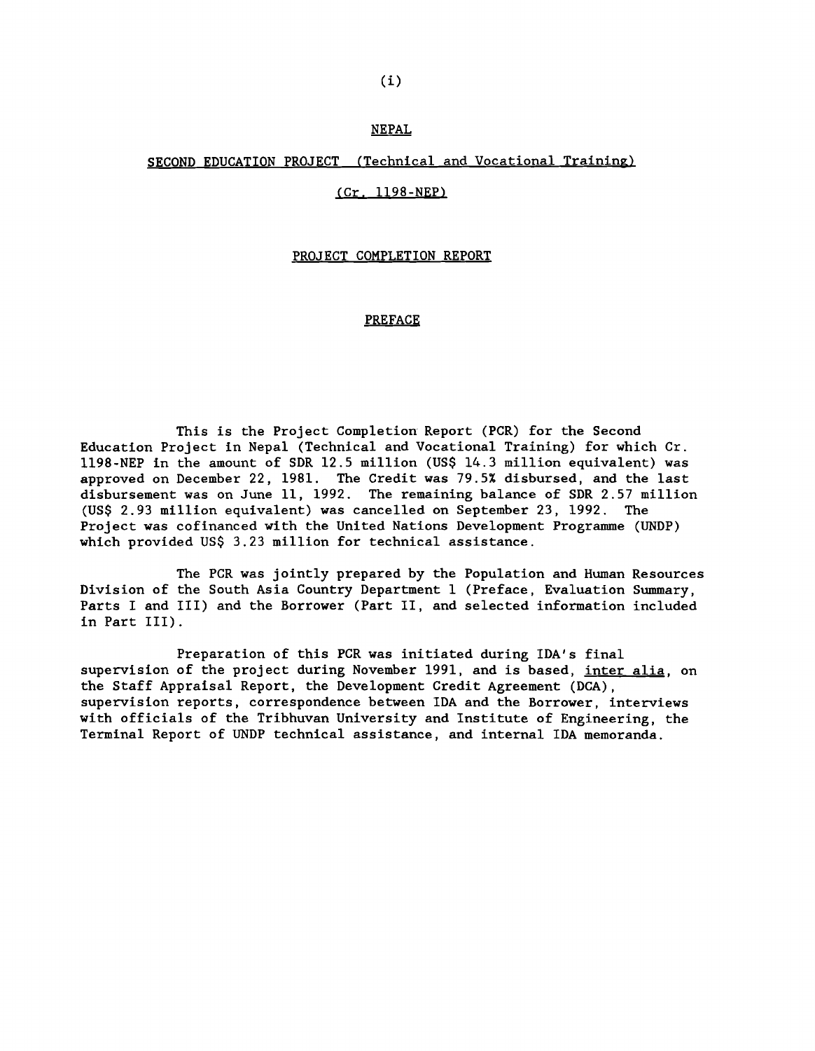# NEPAL

## SECOND EDUCATION PROJECT (Technical and Vocational Training)

## (Cr. 1198-NEP)

## PROJECT COMPLETION REPORT

## PREFACE

This is the Project Completion Report (PCR) for the Second Education Project in Nepal (Technical and Vocational Training) for which Cr. 1198-NEP in the amount of SDR 12.5 million (US$ 14.3 million equivalent) was approved on December 22, 1981. The Credit was 79.5% disbursed, and the last disbursement was on June 11, 1992. The remaining balance of SDR 2.57 million (US$ 2.93 million equivalent) was cancelled on September 23, 1992. The Project was cofinanced with the United Nations Development Programme (UNDP) which provided US$ 3.23 million for technical assistance.

The PCR was jointly prepared by the Population and Human Resources Division of the South Asia Country Department 1 (Preface, Evaluation Summary, Parts I and III) and the Borrower (Part II, and selected information included in Part III).

Preparation of this PCR was initiated during IDA's final supervision of the project during November 1991, and is based, _inter alia_, on the Staff Appraisal Report, the Development Credit Agreement (DCA), supervision reports, correspondence between IDA and the Borrower, interviews with officials of the Tribhuvan University and Institute of Engineering, the Terminal Report of UNDP technical assistance, and internal IDA memoranda.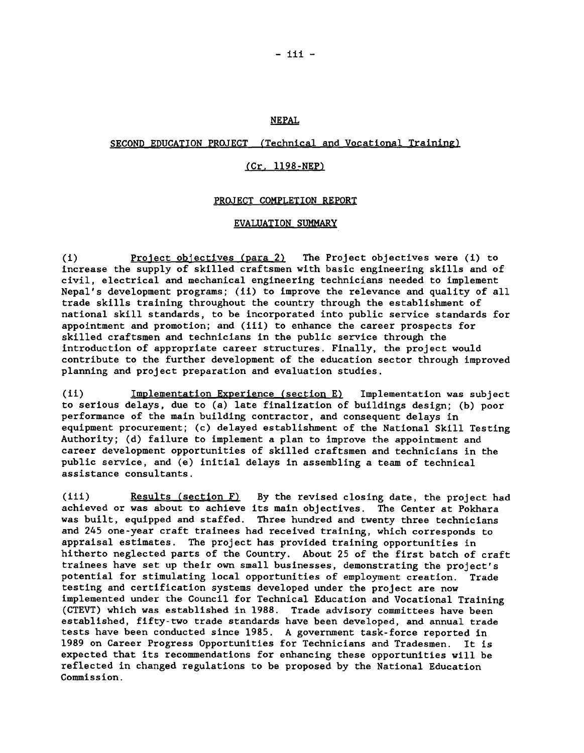# NEPAL

## SECOND EDUCATION PROJECT (Technical and Vocational Training)

## (Cr. 1198-NEP)

## PROJECT COMPLETION REPORT

## EVALUATION SUMMARY

(i) Project objectives (para 2) The Project objectives were (i) to increase the supply of skilled craftsmen with basic engineering skills and of civil, electrical and mechanical engineering technicians needed to implement Nepal's development programs; (ii) to improve the relevance and quality of all trade skills training throughout the country through the establishment of national skill standards, to be incorporated into public service standards for appointment and promotion; and (iii) to enhance the career prospects for skilled craftsmen and technicians in the public service through the introduction of appropriate career structures. Finally, the project would contribute to the further development of the education sector through improved planning and project preparation and evaluation studies.

(ii) Implementation Experience (section E) Implementation was subject to serious delays, due to (a) late finalization of buildings design; (b) poor performance of the main building contractor, and consequent delays in equipment procurement; (c) delayed establishment of the National Skill Testing Authority; (d) failure to implement a plan to improve the appointment and career development opportunities of skilled craftsmen and technicians in the public service, and (e) initial delays in assembling a team of technical assistance consultants.

(iii) Results (section F) By the revised closing date, the project had achieved or was about to achieve its main objectives. The Center at Pokhara was built, equipped and staffed. Three hundred and twenty three technicians and 245 one-year craft trainees had received training, which corresponds to appraisal estimates. The project has provided training opportunities in hitherto neglected parts of the Country. About 25 of the first batch of craft trainees have set up their own small businesses, demonstrating the project's potential for stimulating local opportunities of employment creation. Trade testing and certification systems developed under the project are now implemented under the Council for Technical Education and Vocational Training (CTEVT) which was established in 1988. Trade advisory committees have been established, fifty-two trade standards have been developed, and annual trade tests have been conducted since 1985. A government task-force reported in 1989 on Career Progress Opportunities for Technicians and Tradesmen. It is expected that its recommendations for enhancing these opportunities will be reflected in changed regulations to be proposed by the National Education Commission.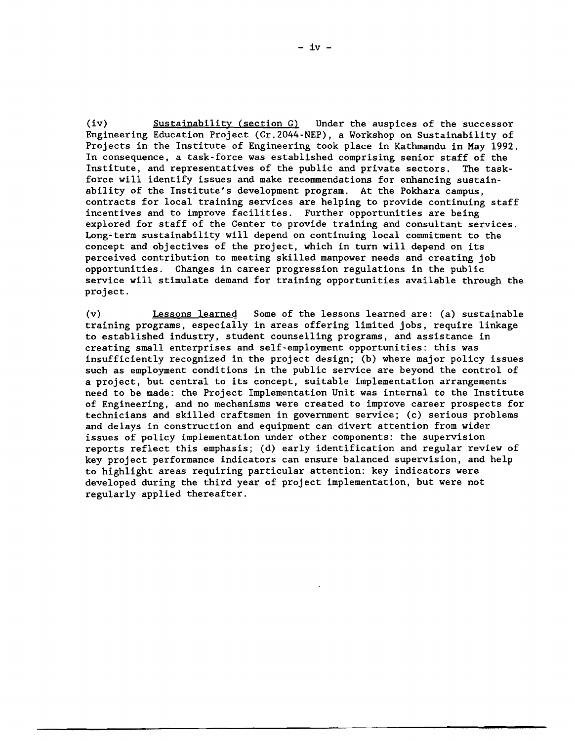(iv) Sustainability (section G) Under the auspices of the successor Engineering Education Project (Cr.2044-NEP), a Workshop on Sustainability of Projects in the Institute of Engineering took place in Kathmandu in May 1992. In consequence, a task-force was established comprising senior staff of the Institute, and representatives of the public and private sectors. The task-force will identify issues and make recommendations for enhancing sustainability of the Institute's development program. At the Pokhara campus, contracts for local training services are helping to provide continuing staff incentives and to improve facilities. Further opportunities are being explored for staff of the Center to provide training and consultant services. Long-term sustainability will depend on continuing local commitment to the concept and objectives of the project, which in turn will depend on its perceived contribution to meeting skilled manpower needs and creating job opportunities. Changes in career progression regulations in the public service will stimulate demand for training opportunities available through the project.

(v) Lessons learned Some of the lessons learned are: (a) sustainable training programs, especially in areas offering limited jobs, require linkage to established industry, student counselling programs, and assistance in creating small enterprises and self-employment opportunities: this was insufficiently recognized in the project design; (b) where major policy issues such as employment conditions in the public service are beyond the control of a project, but central to its concept, suitable implementation arrangements need to be made: the Project Implementation Unit was internal to the Institute of Engineering, and no mechanisms were created to improve career prospects for technicians and skilled craftsmen in government service; (c) serious problems and delays in construction and equipment can divert attention from wider issues of policy implementation under other components: the supervision reports reflect this emphasis; (d) early identification and regular review of key project performance indicators can ensure balanced supervision, and help to highlight areas requiring particular attention: key indicators were developed during the third year of project implementation, but were not regularly applied thereafter.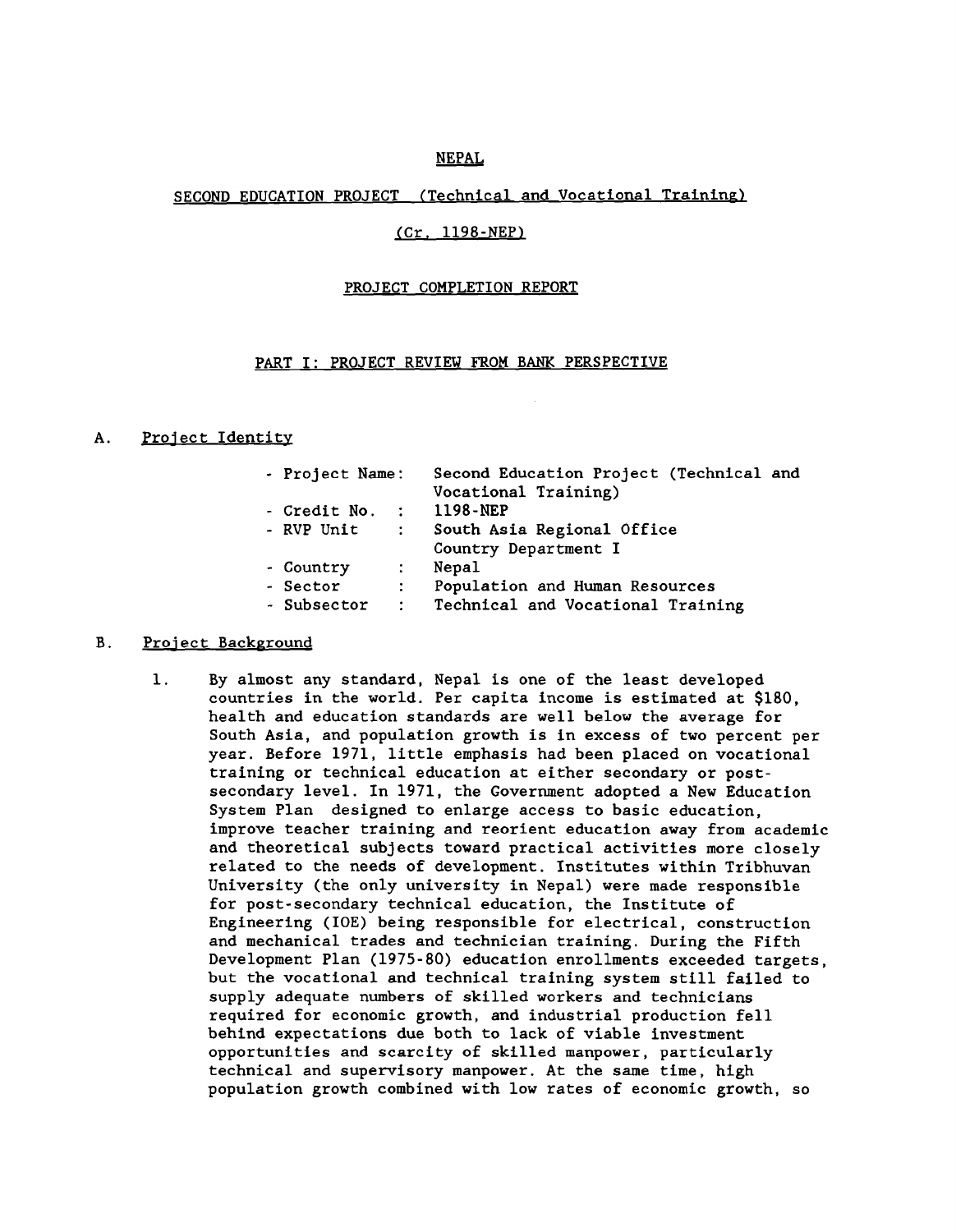NEPAL

SECOND EDUCATION PROJECT (Technical and Vocational Training)

(Cr. 1198-NEP)

PROJECT COMPLETION REPORT

PART I: PROJECT REVIEW FROM BANK PERSPECTIVE

## A. Project Identity

| | | |
|---|---|---|
| - Project Name: | | Second Education Project (Technical and Vocational Training) |
| - Credit No. | : | 1198-NEP |
| - RVP Unit | : | South Asia Regional Office Country Department I |
| - Country | : | Nepal |
| - Sector | : | Population and Human Resources |
| - Subsector | : | Technical and Vocational Training |

## B. Project Background

1. By almost any standard, Nepal is one of the least developed countries in the world. Per capita income is estimated at $180, health and education standards are well below the average for South Asia, and population growth is in excess of two percent per year. Before 1971, little emphasis had been placed on vocational training or technical education at either secondary or post-secondary level. In 1971, the Government adopted a New Education System Plan designed to enlarge access to basic education, improve teacher training and reorient education away from academic and theoretical subjects toward practical activities more closely related to the needs of development. Institutes within Tribhuvan University (the only university in Nepal) were made responsible for post-secondary technical education, the Institute of Engineering (IOE) being responsible for electrical, construction and mechanical trades and technician training. During the Fifth Development Plan (1975-80) education enrollments exceeded targets, but the vocational and technical training system still failed to supply adequate numbers of skilled workers and technicians required for economic growth, and industrial production fell behind expectations due both to lack of viable investment opportunities and scarcity of skilled manpower, particularly technical and supervisory manpower. At the same time, high population growth combined with low rates of economic growth, so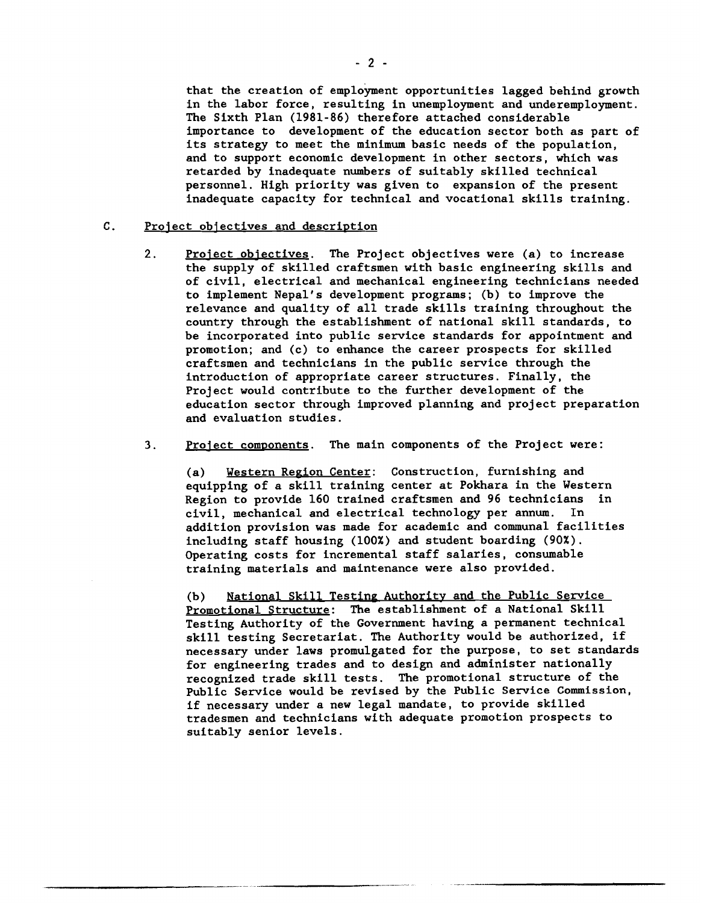that the creation of employment opportunities lagged behind growth in the labor force, resulting in unemployment and underemployment. The Sixth Plan (1981-86) therefore attached considerable importance to development of the education sector both as part of its strategy to meet the minimum basic needs of the population, and to support economic development in other sectors, which was retarded by inadequate numbers of suitably skilled technical personnel. High priority was given to expansion of the present inadequate capacity for technical and vocational skills training.

## C. Project objectives and description

2. Project objectives. The Project objectives were (a) to increase the supply of skilled craftsmen with basic engineering skills and of civil, electrical and mechanical engineering technicians needed to implement Nepal's development programs; (b) to improve the relevance and quality of all trade skills training throughout the country through the establishment of national skill standards, to be incorporated into public service standards for appointment and promotion; and (c) to enhance the career prospects for skilled craftsmen and technicians in the public service through the introduction of appropriate career structures. Finally, the Project would contribute to the further development of the education sector through improved planning and project preparation and evaluation studies.

3. Project components. The main components of the Project were:

(a) Western Region Center: Construction, furnishing and equipping of a skill training center at Pokhara in the Western Region to provide 160 trained craftsmen and 96 technicians in civil, mechanical and electrical technology per annum. In addition provision was made for academic and communal facilities including staff housing (100%) and student boarding (90%). Operating costs for incremental staff salaries, consumable training materials and maintenance were also provided.

(b) National Skill Testing Authority and the Public Service Promotional Structure: The establishment of a National Skill Testing Authority of the Government having a permanent technical skill testing Secretariat. The Authority would be authorized, if necessary under laws promulgated for the purpose, to set standards for engineering trades and to design and administer nationally recognized trade skill tests. The promotional structure of the Public Service would be revised by the Public Service Commission, if necessary under a new legal mandate, to provide skilled tradesmen and technicians with adequate promotion prospects to suitably senior levels.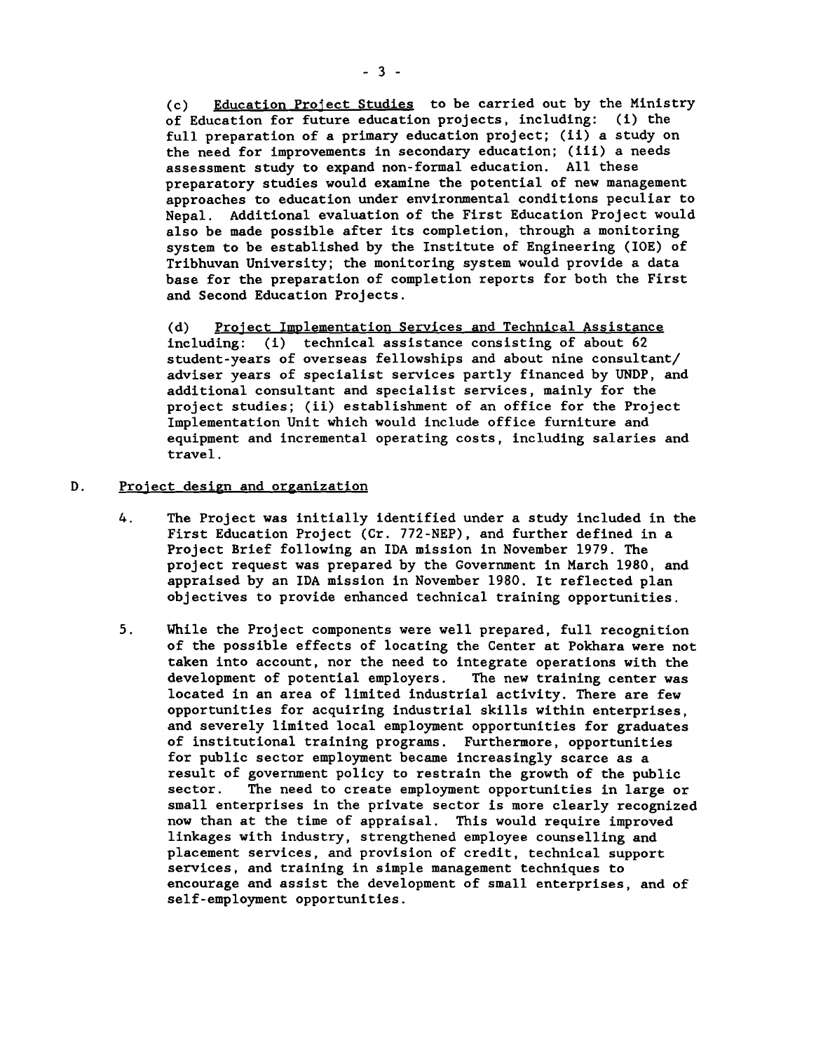(c) Education Project Studies to be carried out by the Ministry of Education for future education projects, including: (i) the full preparation of a primary education project; (ii) a study on the need for improvements in secondary education; (iii) a needs assessment study to expand non-formal education. All these preparatory studies would examine the potential of new management approaches to education under environmental conditions peculiar to Nepal. Additional evaluation of the First Education Project would also be made possible after its completion, through a monitoring system to be established by the Institute of Engineering (IOE) of Tribhuvan University; the monitoring system would provide a data base for the preparation of completion reports for both the First and Second Education Projects.

(d) Project Implementation Services and Technical Assistance including: (i) technical assistance consisting of about 62 student-years of overseas fellowships and about nine consultant/ adviser years of specialist services partly financed by UNDP, and additional consultant and specialist services, mainly for the project studies; (ii) establishment of an office for the Project Implementation Unit which would include office furniture and equipment and incremental operating costs, including salaries and travel.

## D. Project design and organization

4. The Project was initially identified under a study included in the First Education Project (Cr. 772-NEP), and further defined in a Project Brief following an IDA mission in November 1979. The project request was prepared by the Government in March 1980, and appraised by an IDA mission in November 1980. It reflected plan objectives to provide enhanced technical training opportunities.

5. While the Project components were well prepared, full recognition of the possible effects of locating the Center at Pokhara were not taken into account, nor the need to integrate operations with the development of potential employers. The new training center was located in an area of limited industrial activity. There are few opportunities for acquiring industrial skills within enterprises, and severely limited local employment opportunities for graduates of institutional training programs. Furthermore, opportunities for public sector employment became increasingly scarce as a result of government policy to restrain the growth of the public sector. The need to create employment opportunities in large or small enterprises in the private sector is more clearly recognized now than at the time of appraisal. This would require improved linkages with industry, strengthened employee counselling and placement services, and provision of credit, technical support services, and training in simple management techniques to encourage and assist the development of small enterprises, and of self-employment opportunities.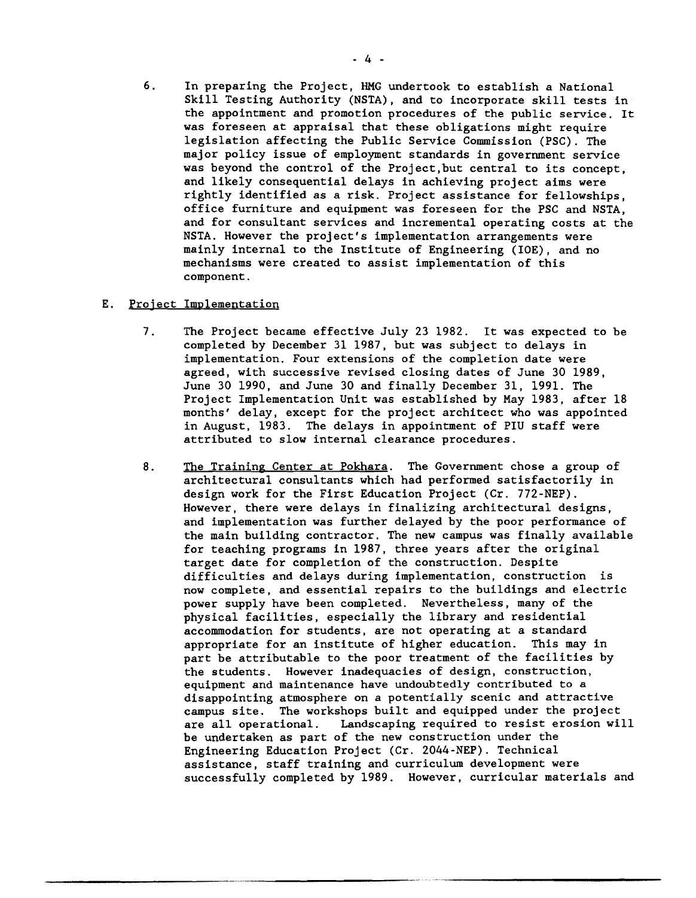6. In preparing the Project, HMG undertook to establish a National Skill Testing Authority (NSTA), and to incorporate skill tests in the appointment and promotion procedures of the public service. It was foreseen at appraisal that these obligations might require legislation affecting the Public Service Commission (PSC). The major policy issue of employment standards in government service was beyond the control of the Project,but central to its concept, and likely consequential delays in achieving project aims were rightly identified as a risk. Project assistance for fellowships, office furniture and equipment was foreseen for the PSC and NSTA, and for consultant services and incremental operating costs at the NSTA. However the project's implementation arrangements were mainly internal to the Institute of Engineering (IOE), and no mechanisms were created to assist implementation of this component.

## E. Project Implementation

7. The Project became effective July 23 1982. It was expected to be completed by December 31 1987, but was subject to delays in implementation. Four extensions of the completion date were agreed, with successive revised closing dates of June 30 1989, June 30 1990, and June 30 and finally December 31, 1991. The Project Implementation Unit was established by May 1983, after 18 months' delay, except for the project architect who was appointed in August, 1983. The delays in appointment of PIU staff were attributed to slow internal clearance procedures.

8. The Training Center at Pokhara. The Government chose a group of architectural consultants which had performed satisfactorily in design work for the First Education Project (Cr. 772-NEP). However, there were delays in finalizing architectural designs, and implementation was further delayed by the poor performance of the main building contractor. The new campus was finally available for teaching programs in 1987, three years after the original target date for completion of the construction. Despite difficulties and delays during implementation, construction is now complete, and essential repairs to the buildings and electric power supply have been completed. Nevertheless, many of the physical facilities, especially the library and residential accommodation for students, are not operating at a standard appropriate for an institute of higher education. This may in part be attributable to the poor treatment of the facilities by the students. However inadequacies of design, construction, equipment and maintenance have undoubtedly contributed to a disappointing atmosphere on a potentially scenic and attractive campus site. The workshops built and equipped under the project are all operational. Landscaping required to resist erosion will be undertaken as part of the new construction under the Engineering Education Project (Cr. 2044-NEP). Technical assistance, staff training and curriculum development were successfully completed by 1989. However, curricular materials and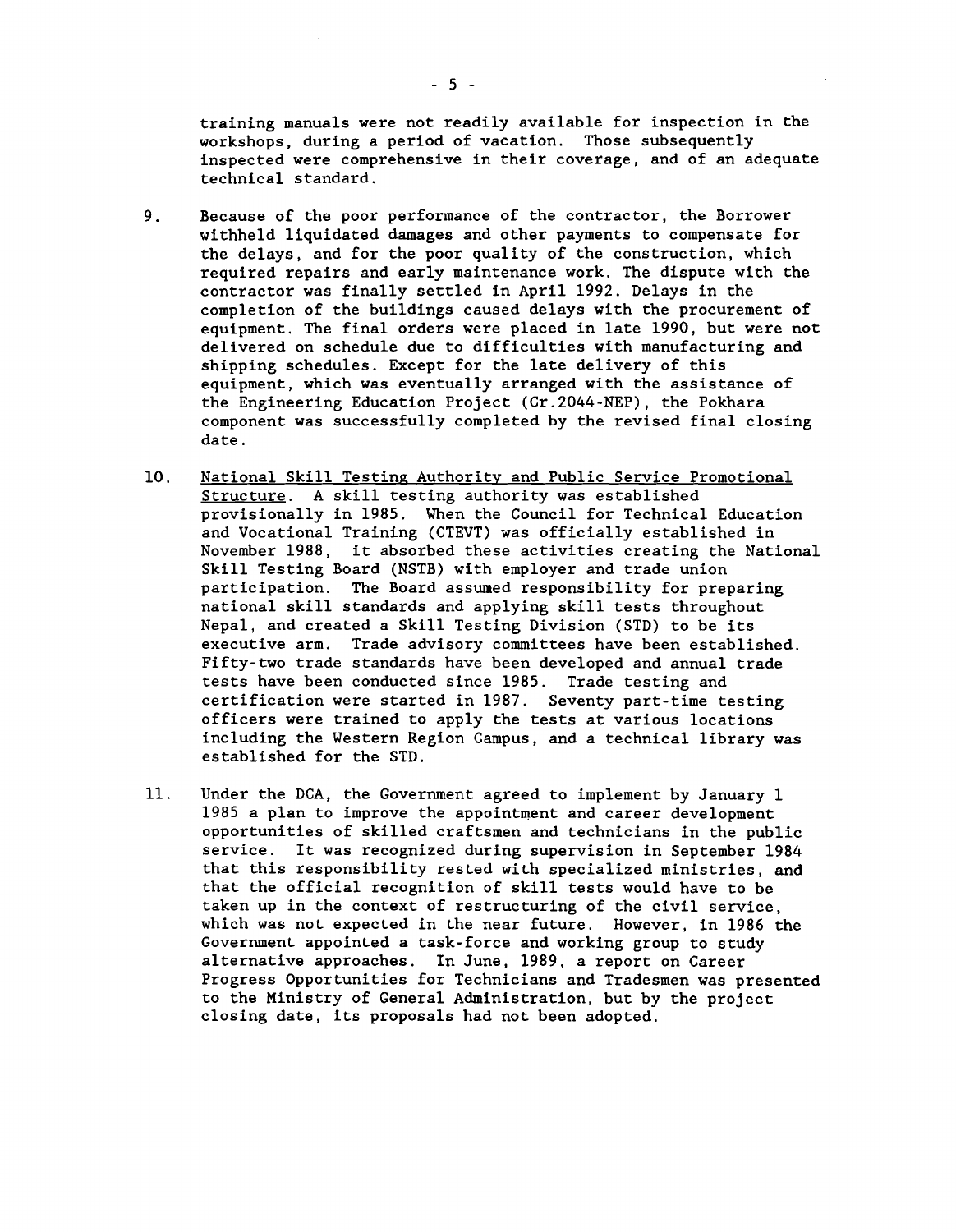training manuals were not readily available for inspection in the workshops, during a period of vacation. Those subsequently inspected were comprehensive in their coverage, and of an adequate technical standard.

9. Because of the poor performance of the contractor, the Borrower withheld liquidated damages and other payments to compensate for the delays, and for the poor quality of the construction, which required repairs and early maintenance work. The dispute with the contractor was finally settled in April 1992. Delays in the completion of the buildings caused delays with the procurement of equipment. The final orders were placed in late 1990, but were not delivered on schedule due to difficulties with manufacturing and shipping schedules. Except for the late delivery of this equipment, which was eventually arranged with the assistance of the Engineering Education Project (Cr.2044-NEP), the Pokhara component was successfully completed by the revised final closing date.

10. National Skill Testing Authority and Public Service Promotional Structure. A skill testing authority was established provisionally in 1985. When the Council for Technical Education and Vocational Training (CTEVT) was officially established in November 1988, it absorbed these activities creating the National Skill Testing Board (NSTB) with employer and trade union participation. The Board assumed responsibility for preparing national skill standards and applying skill tests throughout Nepal, and created a Skill Testing Division (STD) to be its executive arm. Trade advisory committees have been established. Fifty-two trade standards have been developed and annual trade tests have been conducted since 1985. Trade testing and certification were started in 1987. Seventy part-time testing officers were trained to apply the tests at various locations including the Western Region Campus, and a technical library was established for the STD.

11. Under the DCA, the Government agreed to implement by January 1 1985 a plan to improve the appointment and career development opportunities of skilled craftsmen and technicians in the public service. It was recognized during supervision in September 1984 that this responsibility rested with specialized ministries, and that the official recognition of skill tests would have to be taken up in the context of restructuring of the civil service, which was not expected in the near future. However, in 1986 the Government appointed a task-force and working group to study alternative approaches. In June, 1989, a report on Career Progress Opportunities for Technicians and Tradesmen was presented to the Ministry of General Administration, but by the project closing date, its proposals had not been adopted.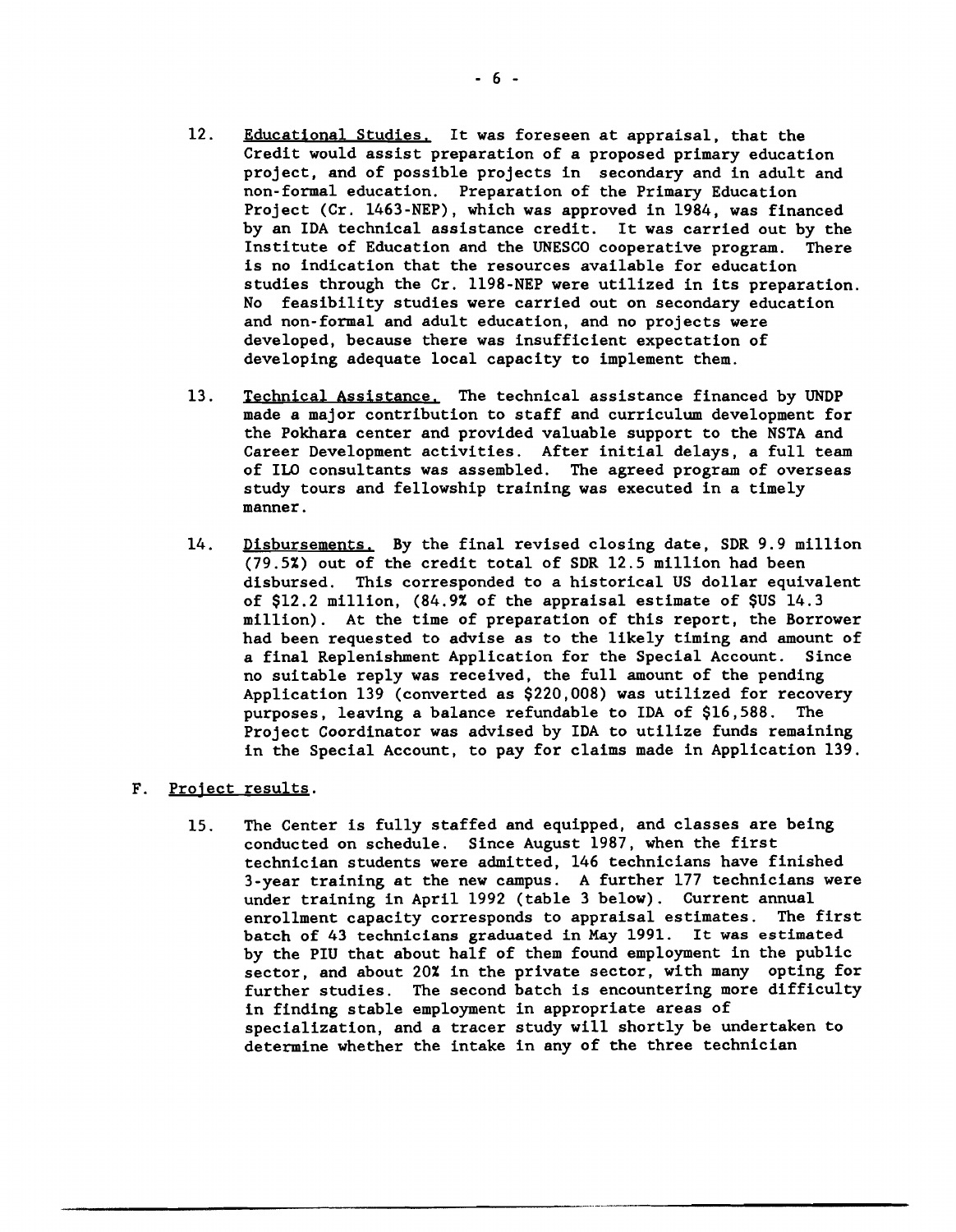12. Educational Studies. It was foreseen at appraisal, that the Credit would assist preparation of a proposed primary education project, and of possible projects in secondary and in adult and non-formal education. Preparation of the Primary Education Project (Cr. 1463-NEP), which was approved in 1984, was financed by an IDA technical assistance credit. It was carried out by the Institute of Education and the UNESCO cooperative program. There is no indication that the resources available for education studies through the Cr. 1198-NEP were utilized in its preparation. No feasibility studies were carried out on secondary education and non-formal and adult education, and no projects were developed, because there was insufficient expectation of developing adequate local capacity to implement them.

13. Technical Assistance. The technical assistance financed by UNDP made a major contribution to staff and curriculum development for the Pokhara center and provided valuable support to the NSTA and Career Development activities. After initial delays, a full team of ILO consultants was assembled. The agreed program of overseas study tours and fellowship training was executed in a timely manner.

14. Disbursements. By the final revised closing date, SDR 9.9 million (79.5%) out of the credit total of SDR 12.5 million had been disbursed. This corresponded to a historical US dollar equivalent of $12.2 million, (84.9% of the appraisal estimate of $US 14.3 million). At the time of preparation of this report, the Borrower had been requested to advise as to the likely timing and amount of a final Replenishment Application for the Special Account. Since no suitable reply was received, the full amount of the pending Application 139 (converted as $220,008) was utilized for recovery purposes, leaving a balance refundable to IDA of $16,588. The Project Coordinator was advised by IDA to utilize funds remaining in the Special Account, to pay for claims made in Application 139.

## F. Project results.

15. The Center is fully staffed and equipped, and classes are being conducted on schedule. Since August 1987, when the first technician students were admitted, 146 technicians have finished 3-year training at the new campus. A further 177 technicians were under training in April 1992 (table 3 below). Current annual enrollment capacity corresponds to appraisal estimates. The first batch of 43 technicians graduated in May 1991. It was estimated by the PIU that about half of them found employment in the public sector, and about 20% in the private sector, with many opting for further studies. The second batch is encountering more difficulty in finding stable employment in appropriate areas of specialization, and a tracer study will shortly be undertaken to determine whether the intake in any of the three technician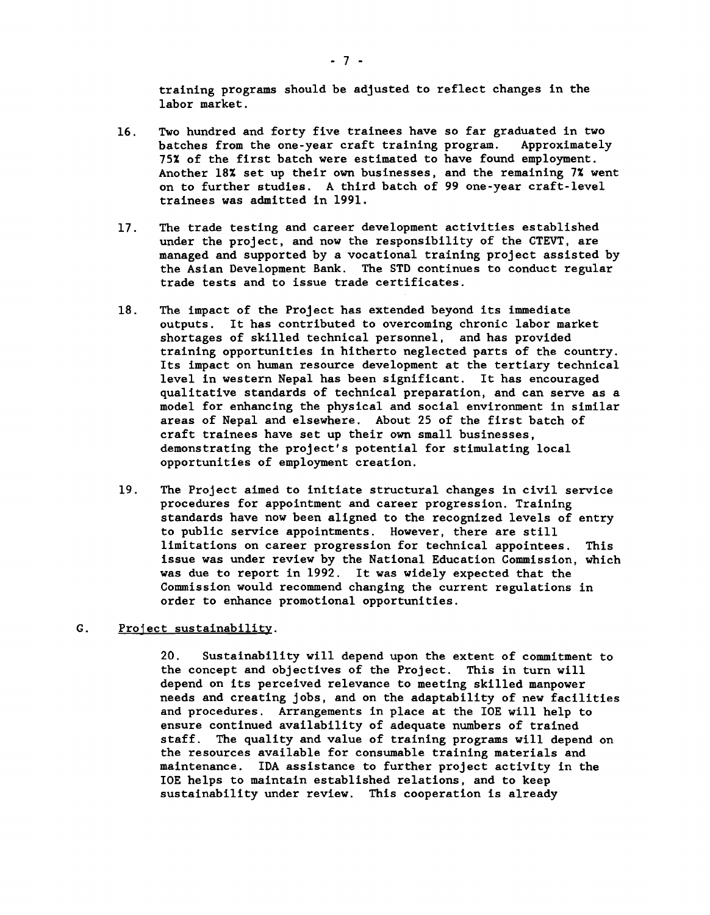training programs should be adjusted to reflect changes in the labor market.

16. Two hundred and forty five trainees have so far graduated in two batches from the one-year craft training program. Approximately 75% of the first batch were estimated to have found employment. Another 18% set up their own businesses, and the remaining 7% went on to further studies. A third batch of 99 one-year craft-level trainees was admitted in 1991.

17. The trade testing and career development activities established under the project, and now the responsibility of the CTEVT, are managed and supported by a vocational training project assisted by the Asian Development Bank. The STD continues to conduct regular trade tests and to issue trade certificates.

18. The impact of the Project has extended beyond its immediate outputs. It has contributed to overcoming chronic labor market shortages of skilled technical personnel, and has provided training opportunities in hitherto neglected parts of the country. Its impact on human resource development at the tertiary technical level in western Nepal has been significant. It has encouraged qualitative standards of technical preparation, and can serve as a model for enhancing the physical and social environment in similar areas of Nepal and elsewhere. About 25 of the first batch of craft trainees have set up their own small businesses, demonstrating the project's potential for stimulating local opportunities of employment creation.

19. The Project aimed to initiate structural changes in civil service procedures for appointment and career progression. Training standards have now been aligned to the recognized levels of entry to public service appointments. However, there are still limitations on career progression for technical appointees. This issue was under review by the National Education Commission, which was due to report in 1992. It was widely expected that the Commission would recommend changing the current regulations in order to enhance promotional opportunities.

## G. Project sustainability.

20. Sustainability will depend upon the extent of commitment to the concept and objectives of the Project. This in turn will depend on its perceived relevance to meeting skilled manpower needs and creating jobs, and on the adaptability of new facilities and procedures. Arrangements in place at the IOE will help to ensure continued availability of adequate numbers of trained staff. The quality and value of training programs will depend on the resources available for consumable training materials and maintenance. IDA assistance to further project activity in the IOE helps to maintain established relations, and to keep sustainability under review. This cooperation is already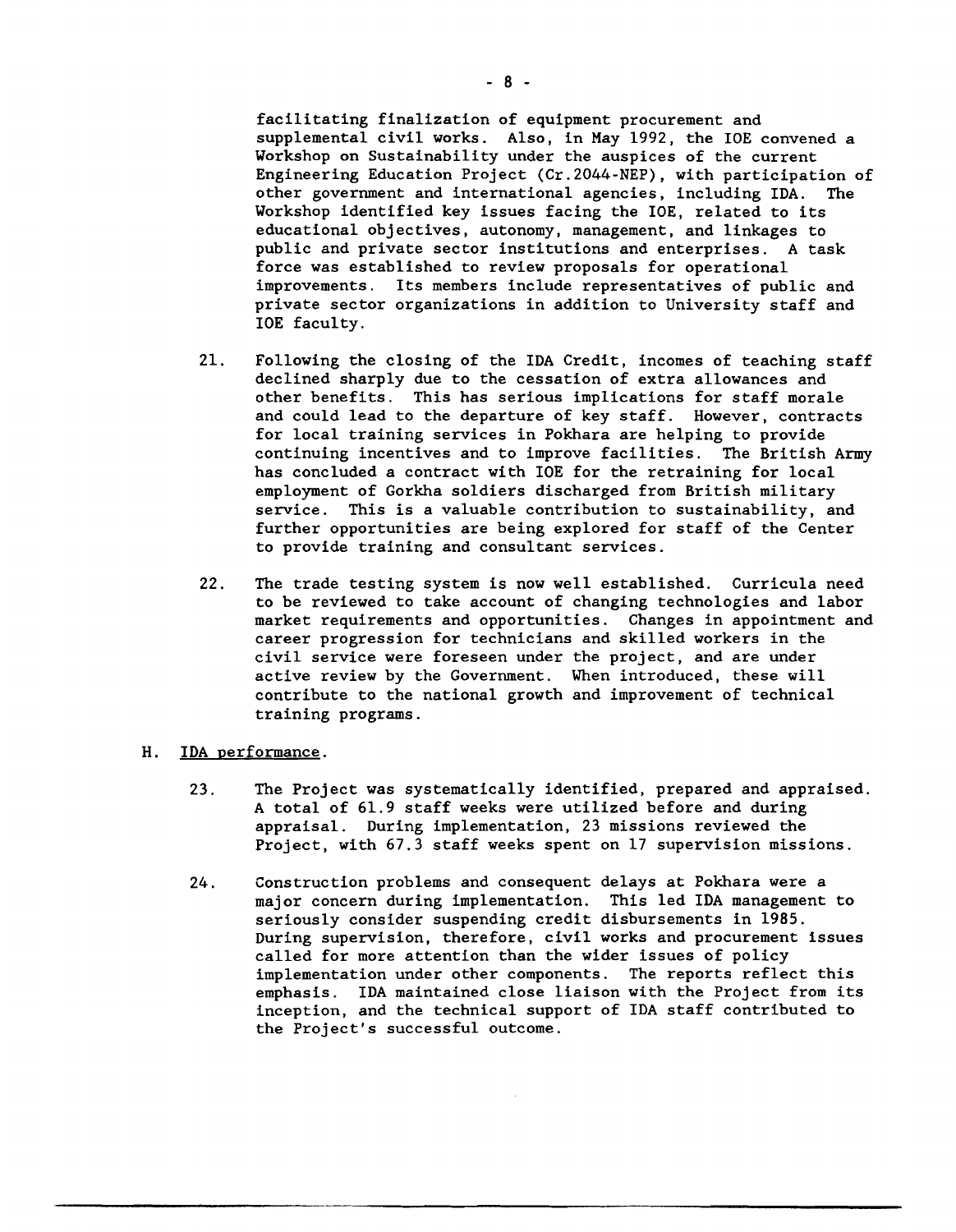facilitating finalization of equipment procurement and supplemental civil works. Also, in May 1992, the IOE convened a Workshop on Sustainability under the auspices of the current Engineering Education Project (Cr.2044-NEP), with participation of other government and international agencies, including IDA. The Workshop identified key issues facing the IOE, related to its educational objectives, autonomy, management, and linkages to public and private sector institutions and enterprises. A task force was established to review proposals for operational improvements. Its members include representatives of public and private sector organizations in addition to University staff and IOE faculty.

21. Following the closing of the IDA Credit, incomes of teaching staff declined sharply due to the cessation of extra allowances and other benefits. This has serious implications for staff morale and could lead to the departure of key staff. However, contracts for local training services in Pokhara are helping to provide continuing incentives and to improve facilities. The British Army has concluded a contract with IOE for the retraining for local employment of Gorkha soldiers discharged from British military service. This is a valuable contribution to sustainability, and further opportunities are being explored for staff of the Center to provide training and consultant services.

22. The trade testing system is now well established. Curricula need to be reviewed to take account of changing technologies and labor market requirements and opportunities. Changes in appointment and career progression for technicians and skilled workers in the civil service were foreseen under the project, and are under active review by the Government. When introduced, these will contribute to the national growth and improvement of technical training programs.

## H. IDA performance.

23. The Project was systematically identified, prepared and appraised. A total of 61.9 staff weeks were utilized before and during appraisal. During implementation, 23 missions reviewed the Project, with 67.3 staff weeks spent on 17 supervision missions.

24. Construction problems and consequent delays at Pokhara were a major concern during implementation. This led IDA management to seriously consider suspending credit disbursements in 1985. During supervision, therefore, civil works and procurement issues called for more attention than the wider issues of policy implementation under other components. The reports reflect this emphasis. IDA maintained close liaison with the Project from its inception, and the technical support of IDA staff contributed to the Project's successful outcome.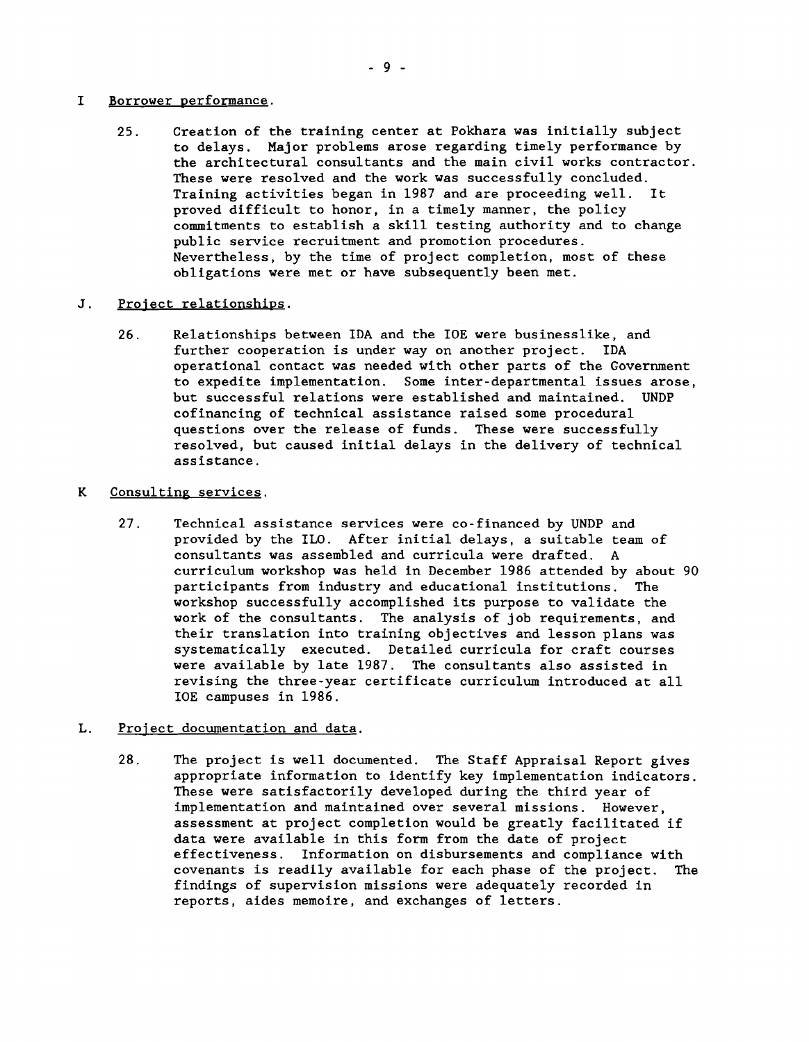## I Borrower performance.

25. Creation of the training center at Pokhara was initially subject to delays. Major problems arose regarding timely performance by the architectural consultants and the main civil works contractor. These were resolved and the work was successfully concluded. Training activities began in 1987 and are proceeding well. It proved difficult to honor, in a timely manner, the policy commitments to establish a skill testing authority and to change public service recruitment and promotion procedures. Nevertheless, by the time of project completion, most of these obligations were met or have subsequently been met.

## J. Project relationships.

26. Relationships between IDA and the IOE were businesslike, and further cooperation is under way on another project. IDA operational contact was needed with other parts of the Government to expedite implementation. Some inter-departmental issues arose, but successful relations were established and maintained. UNDP cofinancing of technical assistance raised some procedural questions over the release of funds. These were successfully resolved, but caused initial delays in the delivery of technical assistance.

## K Consulting services.

27. Technical assistance services were co-financed by UNDP and provided by the ILO. After initial delays, a suitable team of consultants was assembled and curricula were drafted. A curriculum workshop was held in December 1986 attended by about 90 participants from industry and educational institutions. The workshop successfully accomplished its purpose to validate the work of the consultants. The analysis of job requirements, and their translation into training objectives and lesson plans was systematically executed. Detailed curricula for craft courses were available by late 1987. The consultants also assisted in revising the three-year certificate curriculum introduced at all IOE campuses in 1986.

## L. Project documentation and data.

28. The project is well documented. The Staff Appraisal Report gives appropriate information to identify key implementation indicators. These were satisfactorily developed during the third year of implementation and maintained over several missions. However, assessment at project completion would be greatly facilitated if data were available in this form from the date of project effectiveness. Information on disbursements and compliance with covenants is readily available for each phase of the project. The findings of supervision missions were adequately recorded in reports, aides memoire, and exchanges of letters.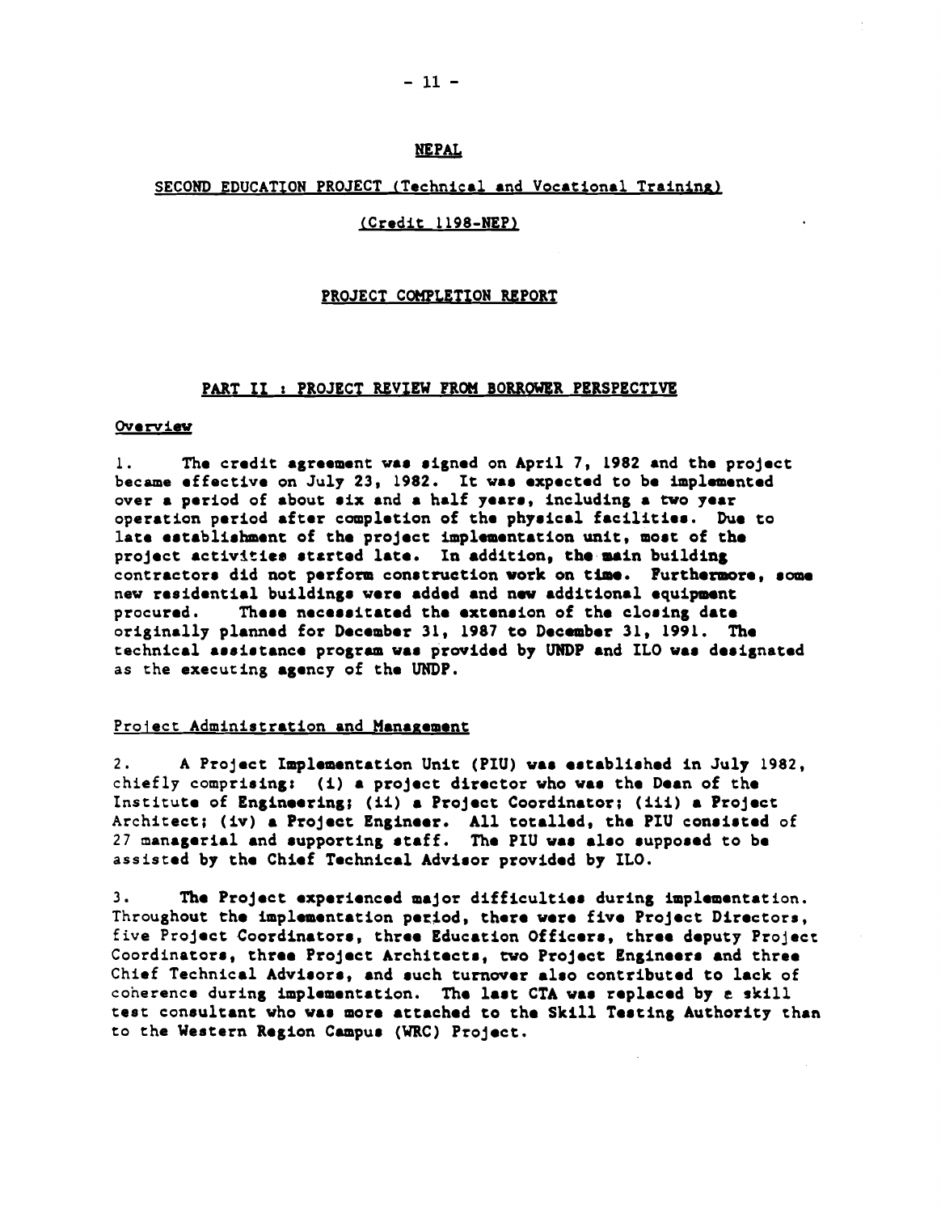# NEPAL

## SECOND EDUCATION PROJECT (Technical and Vocational Training)

### (Credit 1198-NEP)

### PROJECT COMPLETION REPORT

### PART II : PROJECT REVIEW FROM BORROWER PERSPECTIVE

#### Overview

1. The credit agreement was signed on April 7, 1982 and the project became effective on July 23, 1982. It was expected to be implemented over a period of about six and a half years, including a two year operation period after completion of the physical facilities. Due to late establishment of the project implementation unit, most of the project activities started late. In addition, the main building contractors did not perform construction work on time. Furthermore, some new residential buildings were added and new additional equipment procured. These necessitated the extension of the closing date originally planned for December 31, 1987 to December 31, 1991. The technical assistance program was provided by UNDP and ILO was designated as the executing agency of the UNDP.

#### Project Administration and Management

2. A Project Implementation Unit (PIU) was established in July 1982, chiefly comprising: (i) a project director who was the Dean of the Institute of Engineering; (ii) a Project Coordinator; (iii) a Project Architect; (iv) a Project Engineer. All totalled, the PIU consisted of 27 managerial and supporting staff. The PIU was also supposed to be assisted by the Chief Technical Advisor provided by ILO.

3. The Project experienced major difficulties during implementation. Throughout the implementation period, there were five Project Directors, five Project Coordinators, three Education Officers, three deputy Project Coordinators, three Project Architects, two Project Engineers and three Chief Technical Advisors, and such turnover also contributed to lack of coherence during implementation. The last CTA was replaced by a skill test consultant who was more attached to the Skill Testing Authority than to the Western Region Campus (WRC) Project.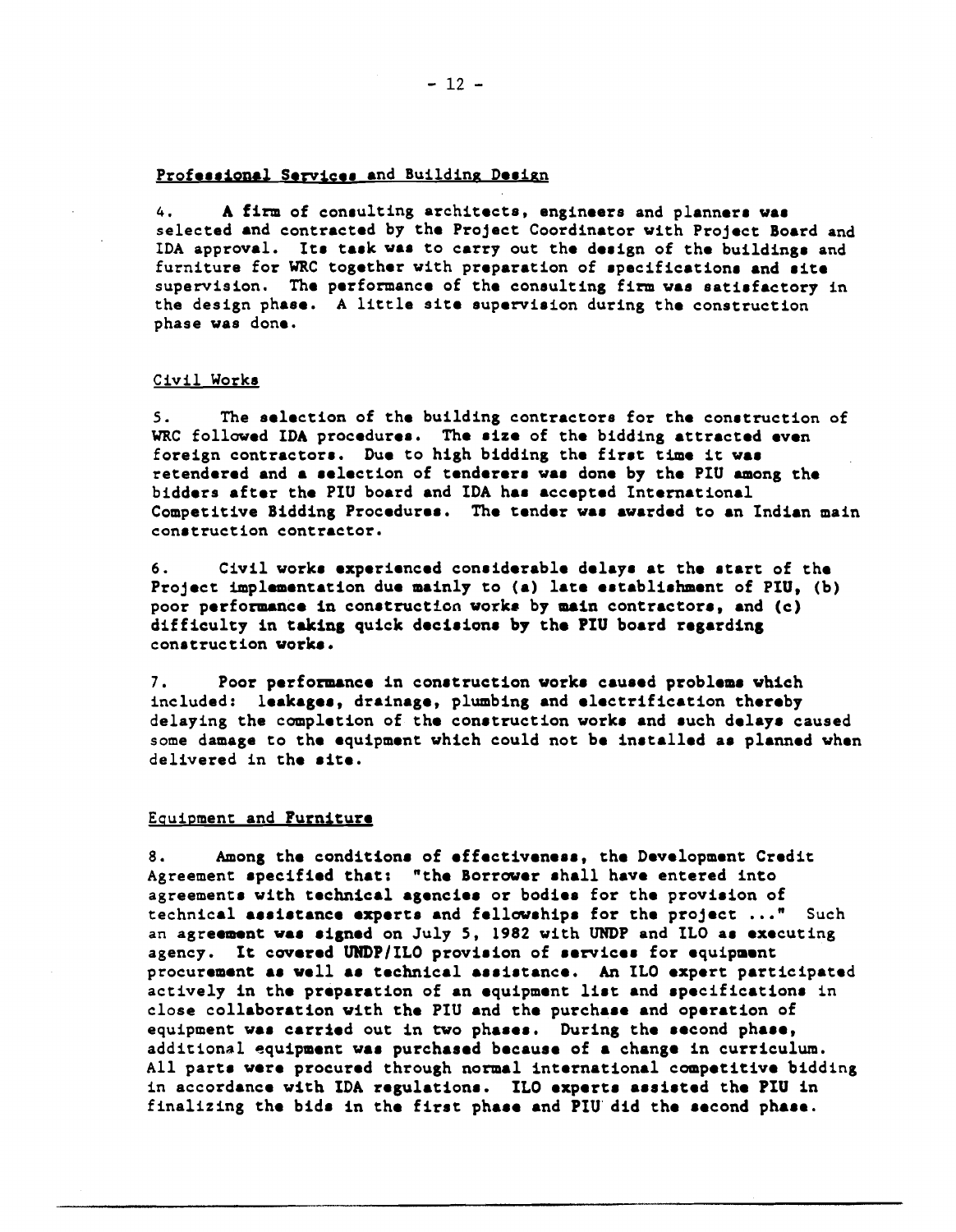### Professional Services and Building Design

4. A firm of consulting architects, engineers and planners was selected and contracted by the Project Coordinator with Project Board and IDA approval. Its task was to carry out the design of the buildings and furniture for WRC together with preparation of specifications and site supervision. The performance of the consulting firm was satisfactory in the design phase. A little site supervision during the construction phase was done.

### Civil Works

5. The selection of the building contractors for the construction of WRC followed IDA procedures. The size of the bidding attracted even foreign contractors. Due to high bidding the first time it was retendered and a selection of tenderers was done by the PIU among the bidders after the PIU board and IDA has accepted International Competitive Bidding Procedures. The tender was awarded to an Indian main construction contractor.

6. Civil works experienced considerable delays at the start of the Project implementation due mainly to (a) late establishment of PIU, (b) poor performance in construction works by main contractors, and (c) difficulty in taking quick decisions by the PIU board regarding construction works.

7. Poor performance in construction works caused problems which included: leakages, drainage, plumbing and electrification thereby delaying the completion of the construction works and such delays caused some damage to the equipment which could not be installed as planned when delivered in the site.

### Equipment and Furniture

8. Among the conditions of effectiveness, the Development Credit Agreement specified that: "the Borrower shall have entered into agreements with technical agencies or bodies for the provision of technical assistance experts and fellowships for the project ..." Such an agreement was signed on July 5, 1982 with UNDP and ILO as executing agency. It covered UNDP/ILO provision of services for equipment procurement as well as technical assistance. An ILO expert participated actively in the preparation of an equipment list and specifications in close collaboration with the PIU and the purchase and operation of equipment was carried out in two phases. During the second phase, additional equipment was purchased because of a change in curriculum. All parts were procured through normal international competitive bidding in accordance with IDA regulations. ILO experts assisted the PIU in finalizing the bids in the first phase and PIU did the second phase.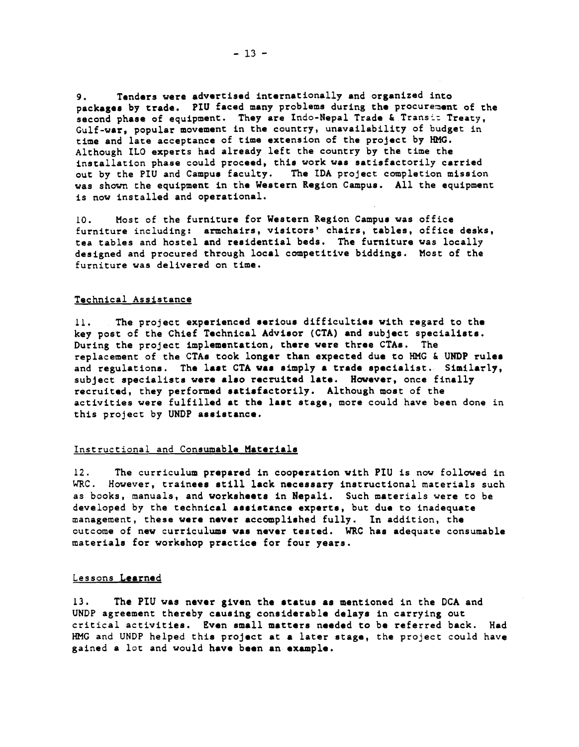9. Tenders were advertised internationally and organized into packages by trade. PIU faced many problems during the procurement of the second phase of equipment. They are Indo-Nepal Trade & Transit Treaty, Gulf-war, popular movement in the country, unavailability of budget in time and late acceptance of time extension of the project by HMG. Although ILO experts had already left the country by the time the installation phase could proceed, this work was satisfactorily carried out by the PIU and Campus faculty. The IDA project completion mission was shown the equipment in the Western Region Campus. All the equipment is now installed and operational.

10. Most of the furniture for Western Region Campus was office furniture including: armchairs, visitors' chairs, tables, office desks, tea tables and hostel and residential beds. The furniture was locally designed and procured through local competitive biddings. Most of the furniture was delivered on time.

### Technical Assistance

11. The project experienced serious difficulties with regard to the key post of the Chief Technical Advisor (CTA) and subject specialists. During the project implementation, there were three CTAs. The replacement of the CTAs took longer than expected due to HMG & UNDP rules and regulations. The last CTA was simply a trade specialist. Similarly, subject specialists were also recruited late. However, once finally recruited, they performed satisfactorily. Although most of the activities were fulfilled at the last stage, more could have been done in this project by UNDP assistance.

### Instructional and Consumable Materials

12. The curriculum prepared in cooperation with PIU is now followed in WRC. However, trainees still lack necessary instructional materials such as books, manuals, and worksheets in Nepali. Such materials were to be developed by the technical assistance experts, but due to inadequate management, these were never accomplished fully. In addition, the outcome of new curriculums was never tested. WRC has adequate consumable materials for workshop practice for four years.

### Lessons Learned

13. The PIU was never given the status as mentioned in the DCA and UNDP agreement thereby causing considerable delays in carrying out critical activities. Even small matters needed to be referred back. Had HMG and UNDP helped this project at a later stage, the project could have gained a lot and would have been an example.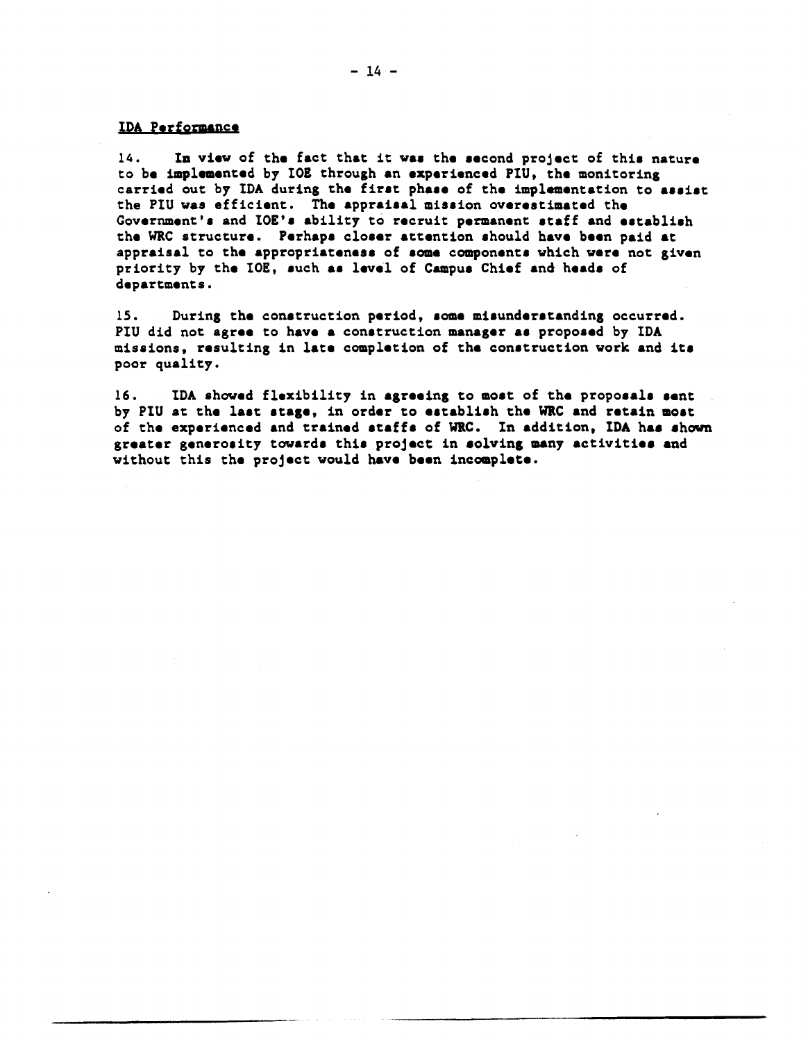## IDA Performance

14. In view of the fact that it was the second project of this nature to be implemented by IOE through an experienced PIU, the monitoring carried out by IDA during the first phase of the implementation to assist the PIU was efficient. The appraisal mission overestimated the Government's and IOE's ability to recruit permanent staff and establish the WRC structure. Perhaps closer attention should have been paid at appraisal to the appropriateness of some components which were not given priority by the IOE, such as level of Campus Chief and heads of departments.

15. During the construction period, some misunderstanding occurred. PIU did not agree to have a construction manager as proposed by IDA missions, resulting in late completion of the construction work and its poor quality.

16. IDA showed flexibility in agreeing to most of the proposals sent by PIU at the last stage, in order to establish the WRC and retain most of the experienced and trained staffs of WRC. In addition, IDA has shown greater generosity towards this project in solving many activities and without this the project would have been incomplete.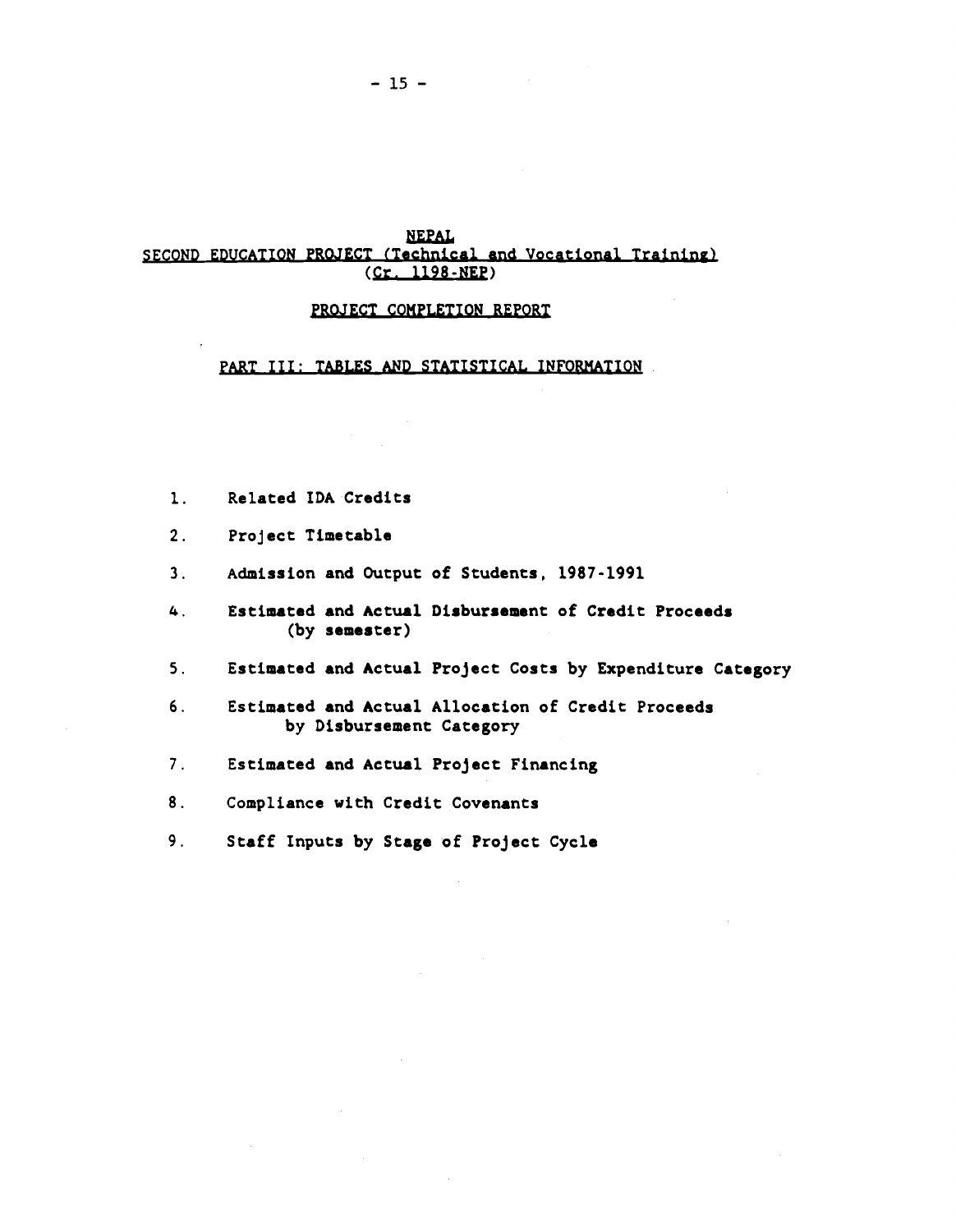# NEPAL
## SECOND EDUCATION PROJECT (Technical and Vocational Training)
## (Cr. 1198-NEP)

### PROJECT COMPLETION REPORT

### PART III: TABLES AND STATISTICAL INFORMATION

1. Related IDA Credits
2. Project Timetable
3. Admission and Output of Students, 1987-1991
4. Estimated and Actual Disbursement of Credit Proceeds (by semester)
5. Estimated and Actual Project Costs by Expenditure Category
6. Estimated and Actual Allocation of Credit Proceeds by Disbursement Category
7. Estimated and Actual Project Financing
8. Compliance with Credit Covenants
9. Staff Inputs by Stage of Project Cycle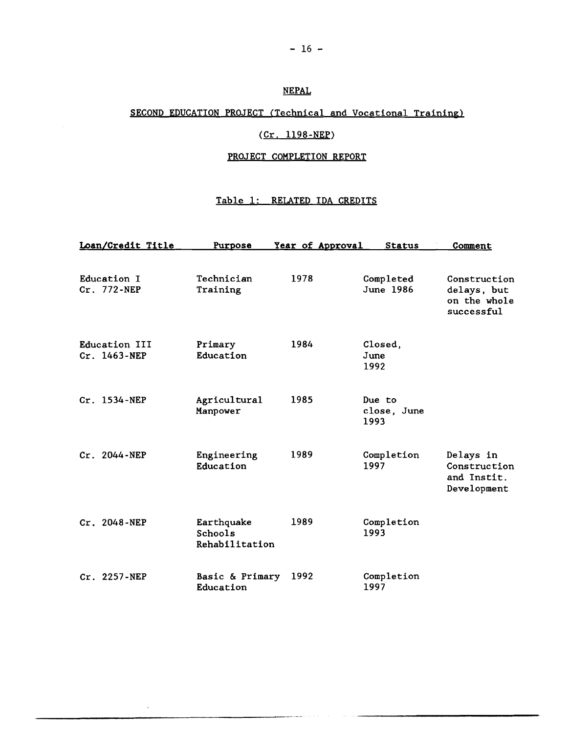NEPAL

SECOND EDUCATION PROJECT (Technical and Vocational Training)

(Cr. 1198-NEP)

PROJECT COMPLETION REPORT

Table 1: RELATED IDA CREDITS

| Loan/Credit Title | Purpose | Year of Approval | Status | Comment |
|---|---|---|---|---|
| Education I Cr. 772-NEP | Technician Training | 1978 | Completed June 1986 | Construction delays, but on the whole successful |
| Education III Cr. 1463-NEP | Primary Education | 1984 | Closed, June 1992 | |
| Cr. 1534-NEP | Agricultural Manpower | 1985 | Due to close, June 1993 | |
| Cr. 2044-NEP | Engineering Education | 1989 | Completion 1997 | Delays in Construction and Instit. Development |
| Cr. 2048-NEP | Earthquake Schools Rehabilitation | 1989 | Completion 1993 | |
| Cr. 2257-NEP | Basic & Primary Education | 1992 | Completion 1997 | |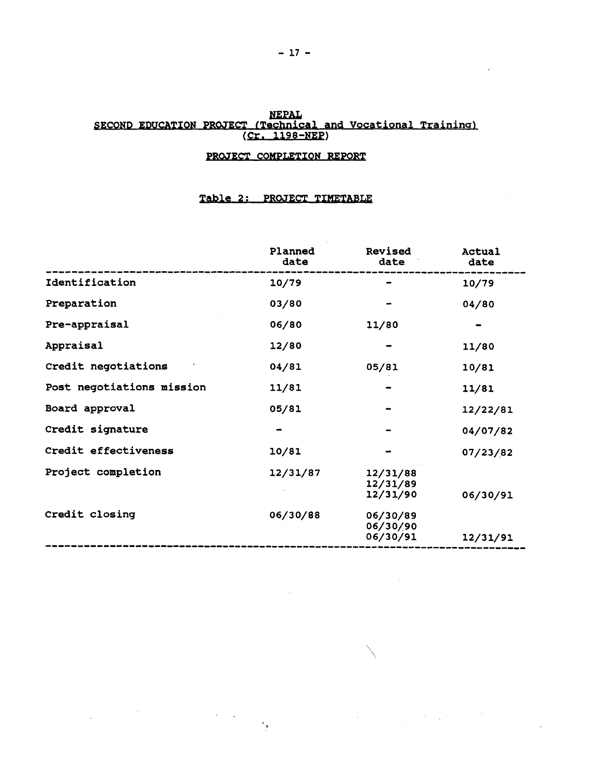**NEPAL**
**SECOND EDUCATION PROJECT (Technical and Vocational Training)**
**(Cr. 1198-NEP)**

**PROJECT COMPLETION REPORT**

**Table 2: PROJECT TIMETABLE**

| | Planned date | Revised date | Actual date |
|---|---|---|---|
| Identification | 10/79 | - | 10/79 |
| Preparation | 03/80 | - | 04/80 |
| Pre-appraisal | 06/80 | 11/80 | - |
| Appraisal | 12/80 | - | 11/80 |
| Credit negotiations | 04/81 | 05/81 | 10/81 |
| Post negotiations mission | 11/81 | - | 11/81 |
| Board approval | 05/81 | - | 12/22/81 |
| Credit signature | - | - | 04/07/82 |
| Credit effectiveness | 10/81 | - | 07/23/82 |
| Project completion | 12/31/87 | 12/31/88<br>12/31/89<br>12/31/90 | 06/30/91 |
| Credit closing | 06/30/88 | 06/30/89<br>06/30/90<br>06/30/91 | 12/31/91 |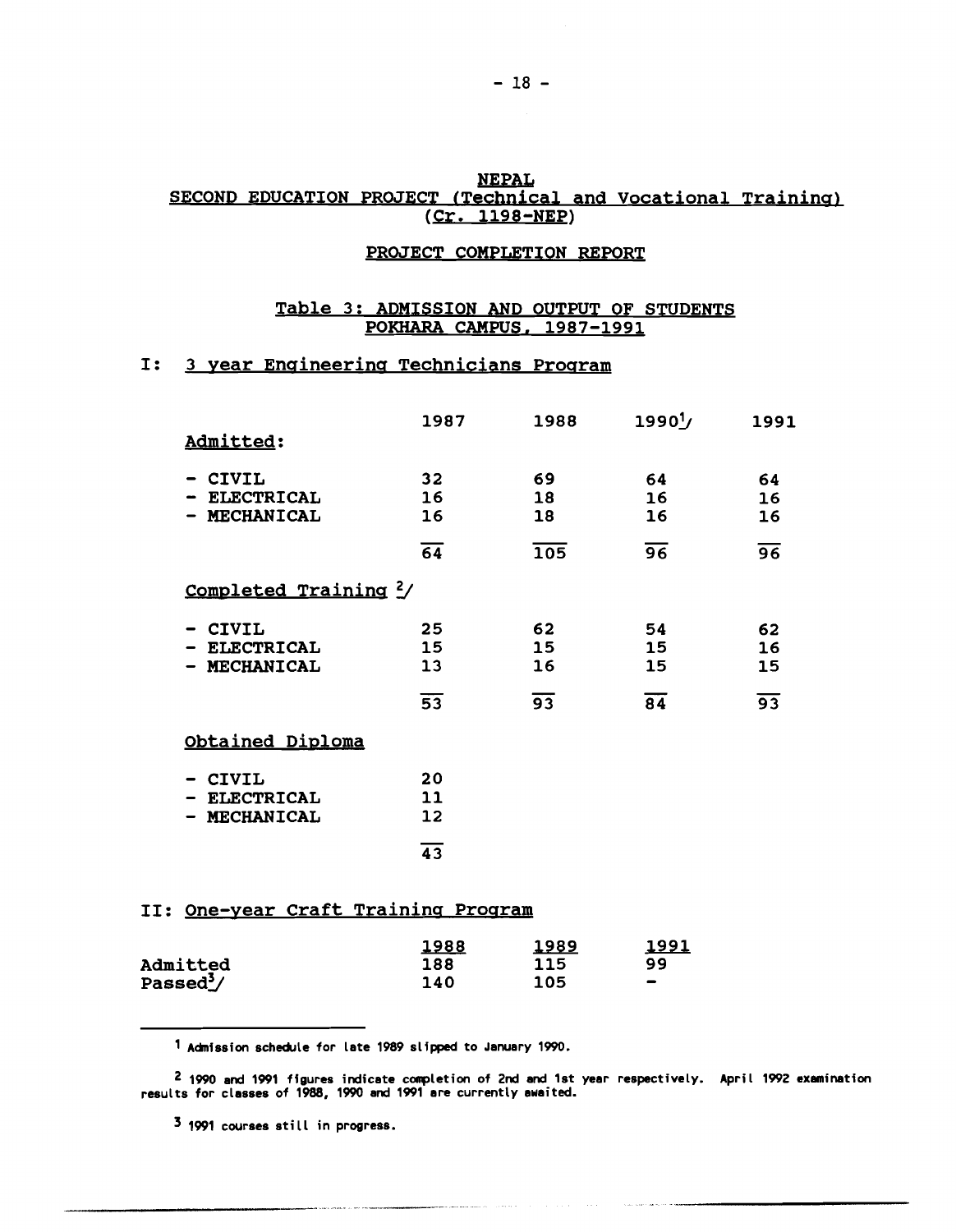# NEPAL
## SECOND EDUCATION PROJECT (Technical and Vocational Training)
## (Cr. 1198-NEP)

## PROJECT COMPLETION REPORT

### Table 3: ADMISSION AND OUTPUT OF STUDENTS POKHARA CAMPUS, 1987-1991

### I: 3 year Engineering Technicians Program

| | 1987 | 1988 | 1990[1] | 1991 |
|---|---|---|---|---|
| **Admitted:** | | | | |
| - CIVIL | 32 | 69 | 64 | 64 |
| - ELECTRICAL | 16 | 18 | 16 | 16 |
| - MECHANICAL | 16 | 18 | 16 | 16 |
| | 64 | 105 | 96 | 96 |
| **Completed Training** [2] | | | | |
| - CIVIL | 25 | 62 | 54 | 62 |
| - ELECTRICAL | 15 | 15 | 15 | 16 |
| - MECHANICAL | 13 | 16 | 15 | 15 |
| | 53 | 93 | 84 | 93 |
| **Obtained Diploma** | | | | |
| - CIVIL | 20 | | | |
| - ELECTRICAL | 11 | | | |
| - MECHANICAL | 12 | | | |
| | 43 | | | |

### II: One-year Craft Training Program

| | 1988 | 1989 | 1991 |
|---|---|---|---|
| Admitted | 188 | 115 | 99 |
| Passed[3] | 140 | 105 | - |

---

[1] Admission schedule for late 1989 slipped to January 1990.

[2] 1990 and 1991 figures indicate completion of 2nd and 1st year respectively. April 1992 examination results for classes of 1988, 1990 and 1991 are currently awaited.

[3] 1991 courses still in progress.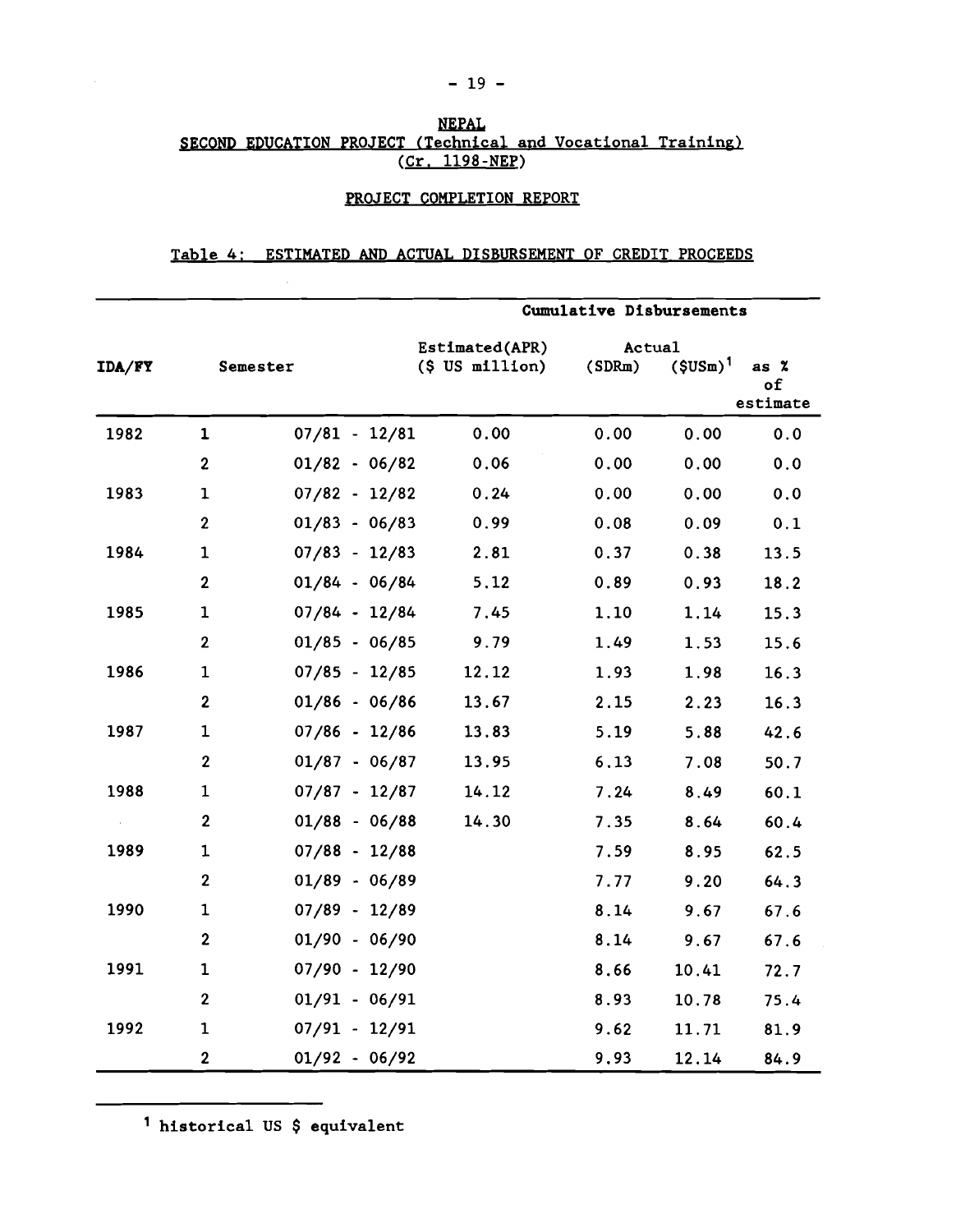NEPAL

SECOND EDUCATION PROJECT (Technical and Vocational Training)
(Cr. 1198-NEP)

PROJECT COMPLETION REPORT

Table 4: ESTIMATED AND ACTUAL DISBURSEMENT OF CREDIT PROCEEDS

| IDA/FY | Semester | | Cumulative Disbursements | | | |
|---|---|---|---|---|---|---|
| | | | Estimated(APR) ($ US million) | Actual (SDRm) | Actual ($USm)[1] | as % of estimate |
| 1982 | 1 | 07/81 - 12/81 | 0.00 | 0.00 | 0.00 | 0.0 |
| | 2 | 01/82 - 06/82 | 0.06 | 0.00 | 0.00 | 0.0 |
| 1983 | 1 | 07/82 - 12/82 | 0.24 | 0.00 | 0.00 | 0.0 |
| | 2 | 01/83 - 06/83 | 0.99 | 0.08 | 0.09 | 0.1 |
| 1984 | 1 | 07/83 - 12/83 | 2.81 | 0.37 | 0.38 | 13.5 |
| | 2 | 01/84 - 06/84 | 5.12 | 0.89 | 0.93 | 18.2 |
| 1985 | 1 | 07/84 - 12/84 | 7.45 | 1.10 | 1.14 | 15.3 |
| | 2 | 01/85 - 06/85 | 9.79 | 1.49 | 1.53 | 15.6 |
| 1986 | 1 | 07/85 - 12/85 | 12.12 | 1.93 | 1.98 | 16.3 |
| | 2 | 01/86 - 06/86 | 13.67 | 2.15 | 2.23 | 16.3 |
| 1987 | 1 | 07/86 - 12/86 | 13.83 | 5.19 | 5.88 | 42.6 |
| | 2 | 01/87 - 06/87 | 13.95 | 6.13 | 7.08 | 50.7 |
| 1988 | 1 | 07/87 - 12/87 | 14.12 | 7.24 | 8.49 | 60.1 |
| | 2 | 01/88 - 06/88 | 14.30 | 7.35 | 8.64 | 60.4 |
| 1989 | 1 | 07/88 - 12/88 | | 7.59 | 8.95 | 62.5 |
| | 2 | 01/89 - 06/89 | | 7.77 | 9.20 | 64.3 |
| 1990 | 1 | 07/89 - 12/89 | | 8.14 | 9.67 | 67.6 |
| | 2 | 01/90 - 06/90 | | 8.14 | 9.67 | 67.6 |
| 1991 | 1 | 07/90 - 12/90 | | 8.66 | 10.41 | 72.7 |
| | 2 | 01/91 - 06/91 | | 8.93 | 10.78 | 75.4 |
| 1992 | 1 | 07/91 - 12/91 | | 9.62 | 11.71 | 81.9 |
| | 2 | 01/92 - 06/92 | | 9.93 | 12.14 | 84.9 |

[1] historical US $ equivalent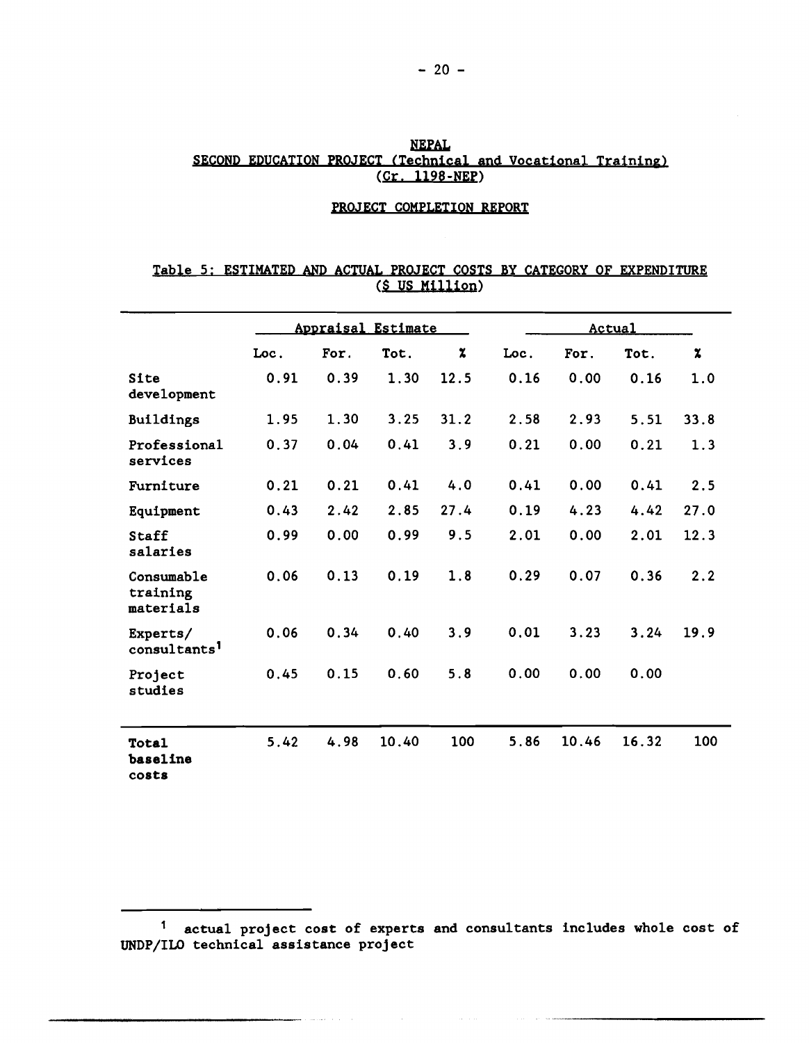NEPAL

SECOND EDUCATION PROJECT (Technical and Vocational Training)

(Cr. 1198-NEP)

PROJECT COMPLETION REPORT

Table 5: ESTIMATED AND ACTUAL PROJECT COSTS BY CATEGORY OF EXPENDITURE

($ US Million)

| | Appraisal Estimate | | | | Actual | | | |
|---|---|---|---|---|---|---|---|---|
| | Loc. | For. | Tot. | % | Loc. | For. | Tot. | % |
| Site development | 0.91 | 0.39 | 1.30 | 12.5 | 0.16 | 0.00 | 0.16 | 1.0 |
| Buildings | 1.95 | 1.30 | 3.25 | 31.2 | 2.58 | 2.93 | 5.51 | 33.8 |
| Professional services | 0.37 | 0.04 | 0.41 | 3.9 | 0.21 | 0.00 | 0.21 | 1.3 |
| Furniture | 0.21 | 0.21 | 0.41 | 4.0 | 0.41 | 0.00 | 0.41 | 2.5 |
| Equipment | 0.43 | 2.42 | 2.85 | 27.4 | 0.19 | 4.23 | 4.42 | 27.0 |
| Staff salaries | 0.99 | 0.00 | 0.99 | 9.5 | 2.01 | 0.00 | 2.01 | 12.3 |
| Consumable training materials | 0.06 | 0.13 | 0.19 | 1.8 | 0.29 | 0.07 | 0.36 | 2.2 |
| Experts/ consultants[1] | 0.06 | 0.34 | 0.40 | 3.9 | 0.01 | 3.23 | 3.24 | 19.9 |
| Project studies | 0.45 | 0.15 | 0.60 | 5.8 | 0.00 | 0.00 | 0.00 | |
| **Total baseline costs** | 5.42 | 4.98 | 10.40 | 100 | 5.86 | 10.46 | 16.32 | 100 |

[1] actual project cost of experts and consultants includes whole cost of UNDP/ILO technical assistance project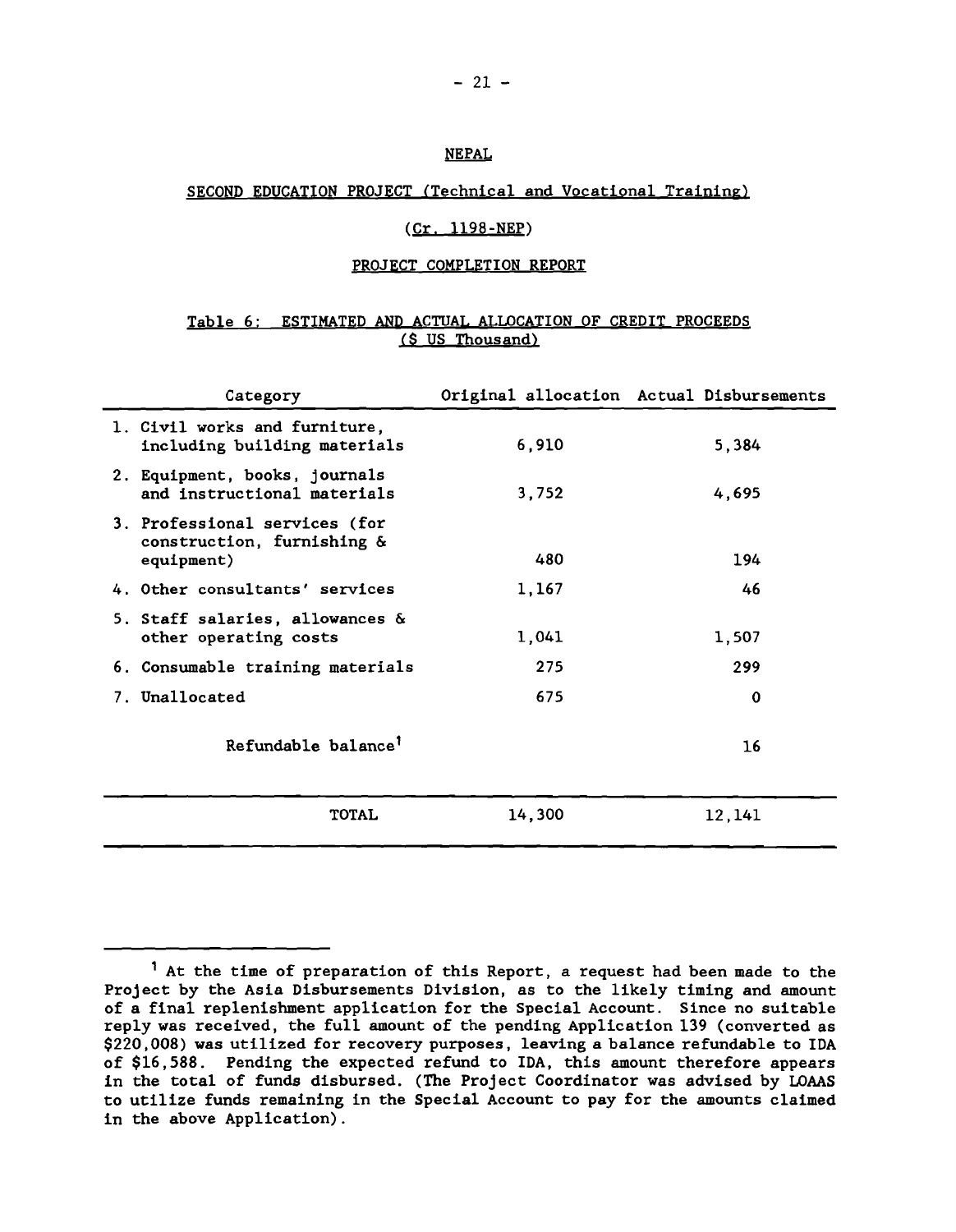NEPAL

SECOND EDUCATION PROJECT (Technical and Vocational Training)

(Cr. 1198-NEP)

PROJECT COMPLETION REPORT

Table 6: ESTIMATED AND ACTUAL ALLOCATION OF CREDIT PROCEEDS
($ US Thousand)

| Category | Original allocation | Actual Disbursements |
|---|---|---|
| 1. Civil works and furniture, including building materials | 6,910 | 5,384 |
| 2. Equipment, books, journals and instructional materials | 3,752 | 4,695 |
| 3. Professional services (for construction, furnishing & equipment) | 480 | 194 |
| 4. Other consultants' services | 1,167 | 46 |
| 5. Staff salaries, allowances & other operating costs | 1,041 | 1,507 |
| 6. Consumable training materials | 275 | 299 |
| 7. Unallocated | 675 | 0 |
| Refundable balance[1] | | 16 |
| TOTAL | 14,300 | 12,141 |

[1] At the time of preparation of this Report, a request had been made to the Project by the Asia Disbursements Division, as to the likely timing and amount of a final replenishment application for the Special Account. Since no suitable reply was received, the full amount of the pending Application 139 (converted as $220,008) was utilized for recovery purposes, leaving a balance refundable to IDA of $16,588. Pending the expected refund to IDA, this amount therefore appears in the total of funds disbursed. (The Project Coordinator was advised by LOAAS to utilize funds remaining in the Special Account to pay for the amounts claimed in the above Application).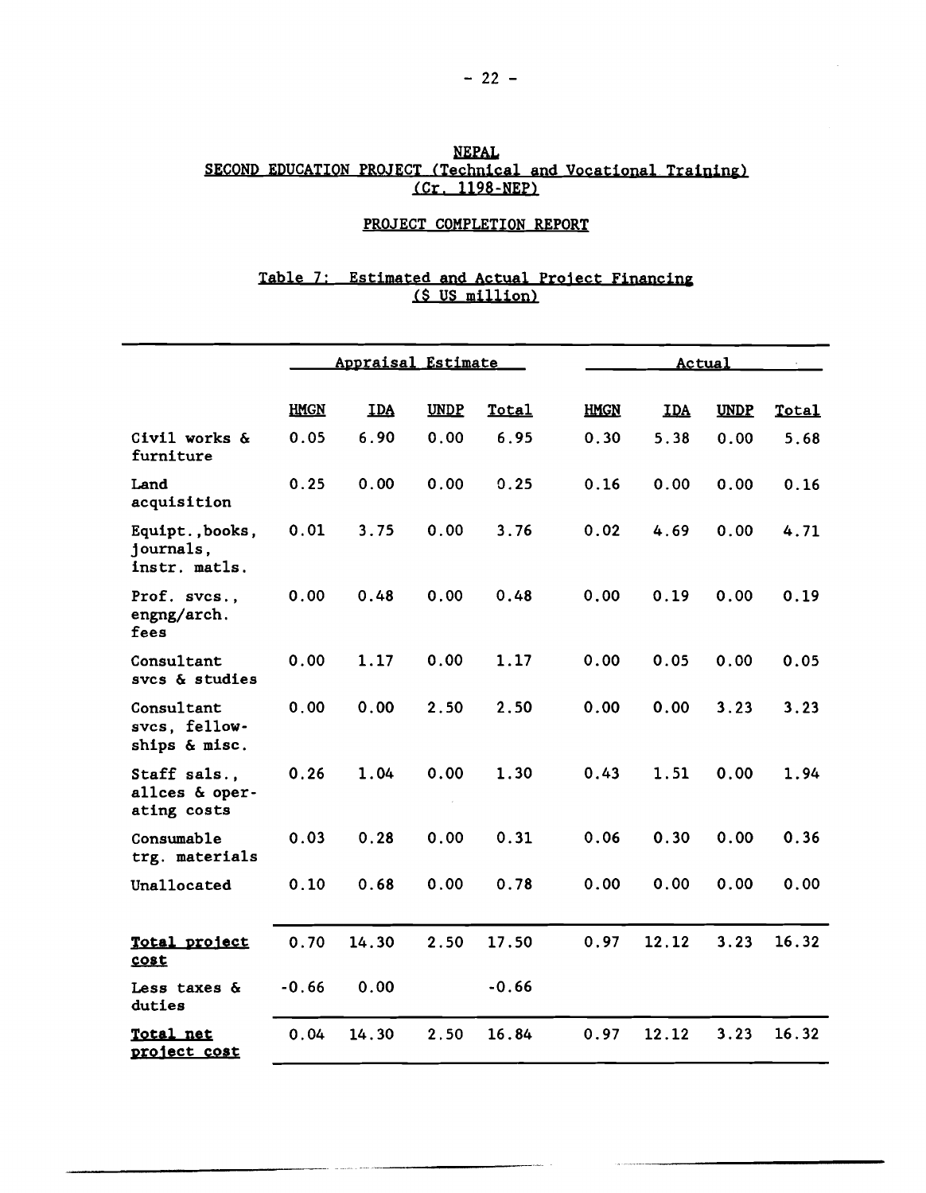**NEPAL**
**SECOND EDUCATION PROJECT (Technical and Vocational Training)**
**(Cr. 1198-NEP)**

**PROJECT COMPLETION REPORT**

**Table 7: Estimated and Actual Project Financing**
**($ US million)**

| | Appraisal Estimate | | | | Actual | | | |
|---|---|---|---|---|---|---|---|---|
| | HMGN | IDA | UNDP | Total | HMGN | IDA | UNDP | Total |
| Civil works & furniture | 0.05 | 6.90 | 0.00 | 6.95 | 0.30 | 5.38 | 0.00 | 5.68 |
| Land acquisition | 0.25 | 0.00 | 0.00 | 0.25 | 0.16 | 0.00 | 0.00 | 0.16 |
| Equipt.,books, journals, instr. matls. | 0.01 | 3.75 | 0.00 | 3.76 | 0.02 | 4.69 | 0.00 | 4.71 |
| Prof. svcs., engng/arch. fees | 0.00 | 0.48 | 0.00 | 0.48 | 0.00 | 0.19 | 0.00 | 0.19 |
| Consultant svcs & studies | 0.00 | 1.17 | 0.00 | 1.17 | 0.00 | 0.05 | 0.00 | 0.05 |
| Consultant svcs, fellow-ships & misc. | 0.00 | 0.00 | 2.50 | 2.50 | 0.00 | 0.00 | 3.23 | 3.23 |
| Staff sals., allces & oper-ating costs | 0.26 | 1.04 | 0.00 | 1.30 | 0.43 | 1.51 | 0.00 | 1.94 |
| Consumable trg. materials | 0.03 | 0.28 | 0.00 | 0.31 | 0.06 | 0.30 | 0.00 | 0.36 |
| Unallocated | 0.10 | 0.68 | 0.00 | 0.78 | 0.00 | 0.00 | 0.00 | 0.00 |
| **Total project cost** | 0.70 | 14.30 | 2.50 | 17.50 | 0.97 | 12.12 | 3.23 | 16.32 |
| Less taxes & duties | -0.66 | 0.00 | | -0.66 | | | | |
| **Total net project cost** | 0.04 | 14.30 | 2.50 | 16.84 | 0.97 | 12.12 | 3.23 | 16.32 |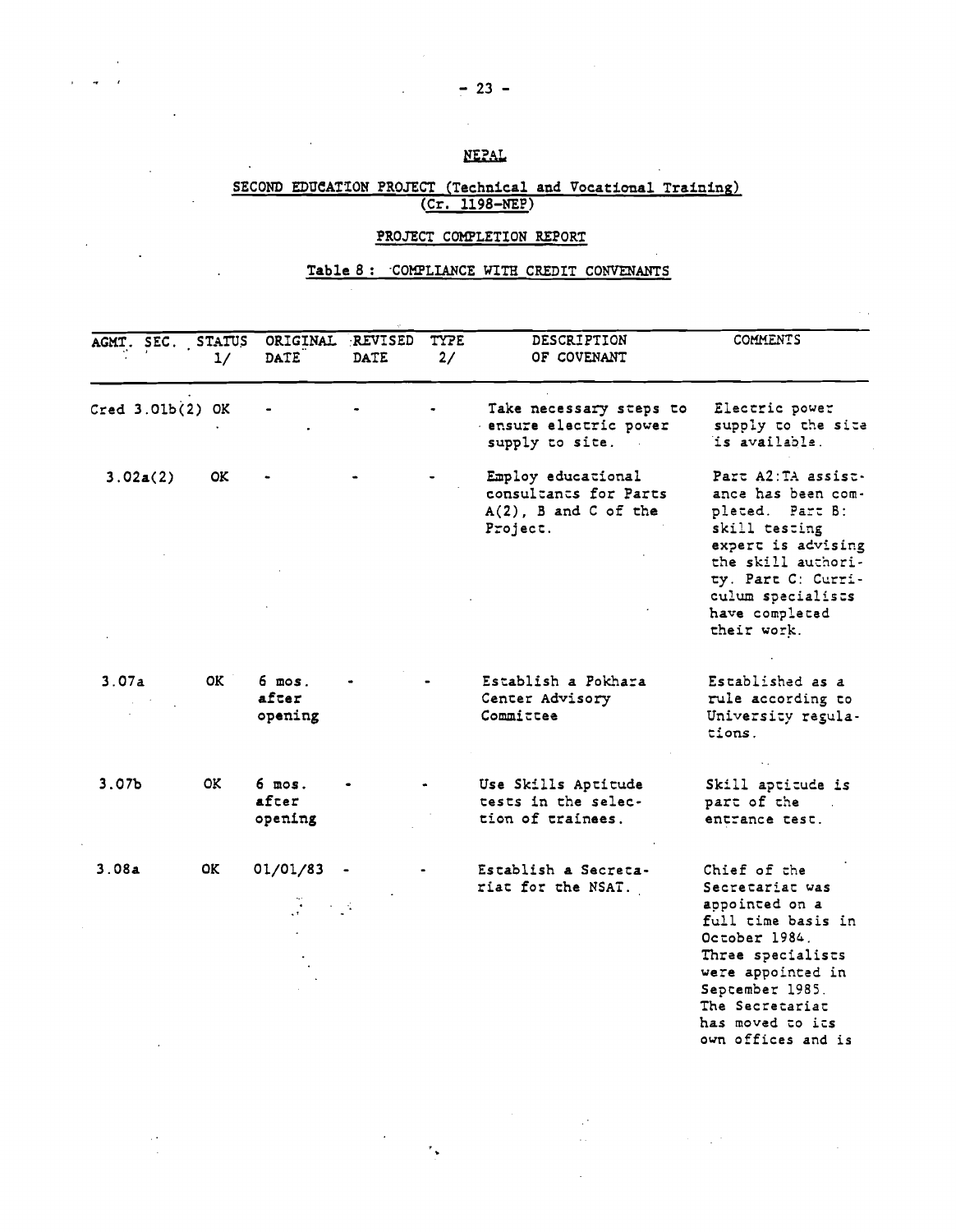## NEPAL

## SECOND EDUCATION PROJECT (Technical and Vocational Training) (Cr. 1198-NEP)

### PROJECT COMPLETION REPORT

### Table 8 : COMPLIANCE WITH CREDIT CONVENANTS

| AGMT. SEC. | STATUS 1/ | ORIGINAL DATE | REVISED DATE | TYPE 2/ | DESCRIPTION OF COVENANT | COMMENTS |
|---|---|---|---|---|---|---|
| Cred 3.01b(2) | OK | - | - | - | Take necessary steps to ensure electric power supply to site. | Electric power supply to the site is available. |
| 3.02a(2) | OK | - | - | - | Employ educational consultants for Parts A(2), B and C of the Project. | Part A2:TA assistance has been completed. Part B: skill testing expert is advising the skill authority. Part C: Curriculum specialists have completed their work. |
| 3.07a | OK | 6 mos. after opening | - | - | Establish a Pokhara Center Advisory Committee | Established as a rule according to University regulations. |
| 3.07b | OK | 6 mos. after opening | - | - | Use Skills Aptitude tests in the selection of trainees. | Skill aptitude is part of the entrance test. |
| 3.08a | OK | 01/01/83 | - | - | Establish a Secretariat for the NSAT. | Chief of the Secretariat was appointed on a full time basis in October 1984. Three specialists were appointed in September 1985. The Secretariat has moved to its own offices and is |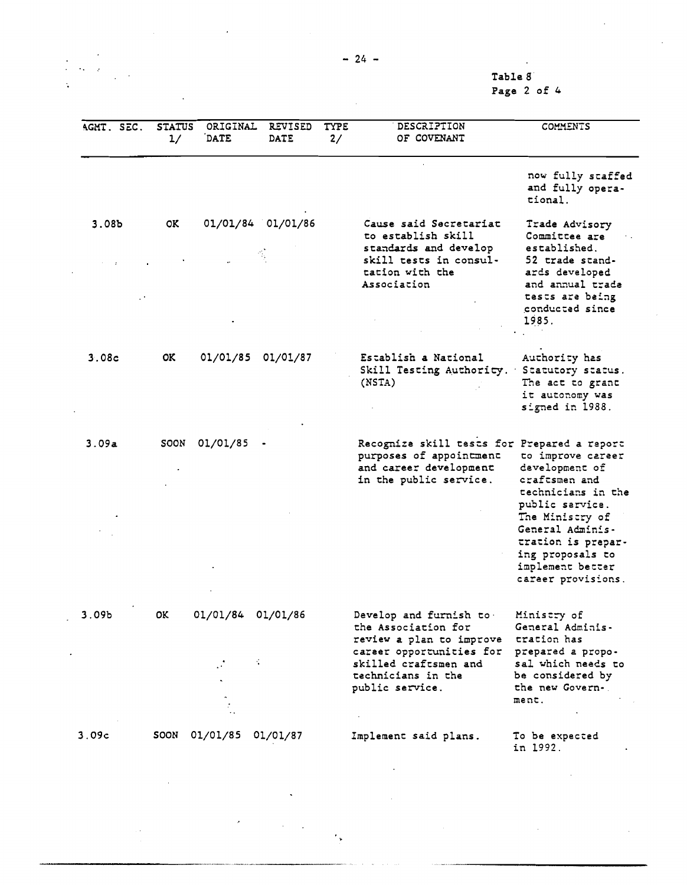Table 8
Page 2 of 4

| AGMT. SEC. | STATUS 1/ | ORIGINAL DATE | REVISED DATE | TYPE 2/ | DESCRIPTION OF COVENANT | COMMENTS |
|---|---|---|---|---|---|---|
| | | | | | | now fully staffed and fully operational. |
| 3.08b | OK | 01/01/84 | 01/01/86 | | Cause said Secretariat to establish skill standards and develop skill tests in consultation with the Association | Trade Advisory Committee are established. 52 trade standards developed and annual trade tests are being conducted since 1985. |
| 3.08c | OK | 01/01/85 | 01/01/87 | | Establish a National Skill Testing Authority. (NSTA) | Authority has Statutory status. The act to grant it autonomy was signed in 1988. |
| 3.09a | SOON | 01/01/85 | - | | Recognize skill tests for purposes of appointment and career development in the public service. | Prepared a report to improve career development of craftsmen and technicians in the public service. The Ministry of General Administration is preparing proposals to implement better career provisions. |
| 3.09b | OK | 01/01/84 | 01/01/86 | | Develop and furnish to the Association for review a plan to improve career opportunities for skilled craftsmen and technicians in the public service. | Ministry of General Administration has prepared a proposal which needs to be considered by the new Government. |
| 3.09c | SOON | 01/01/85 | 01/01/87 | | Implement said plans. | To be expected in 1992. |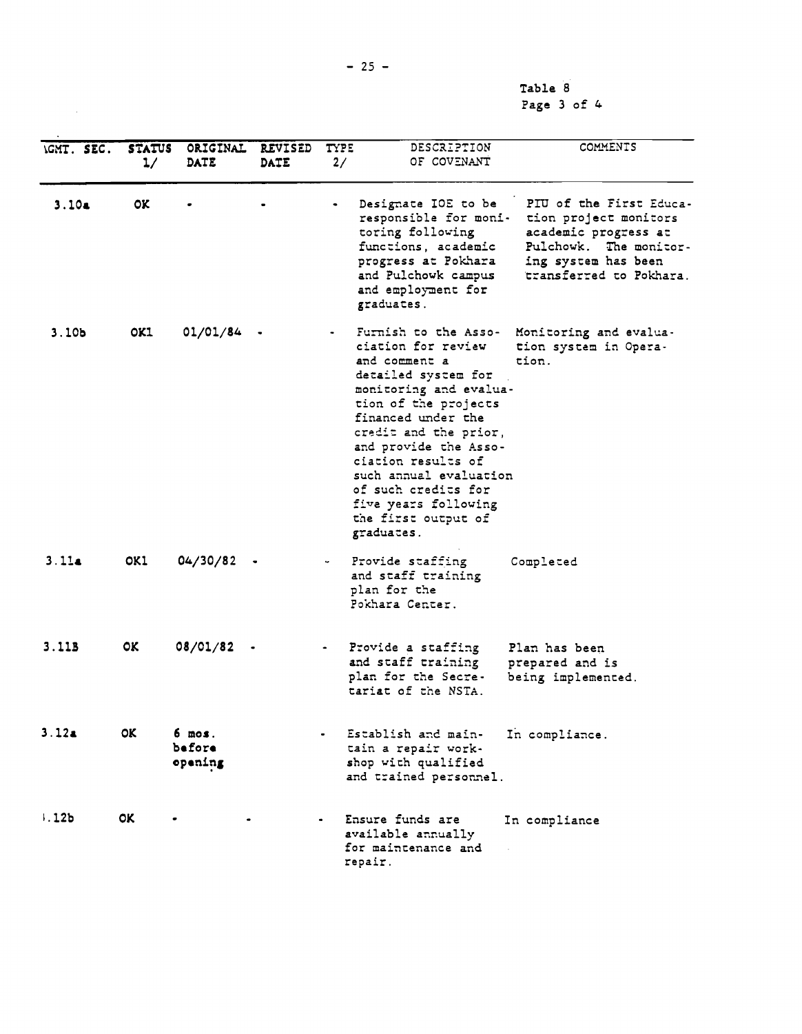Table 8

| AGMT. SEC. | STATUS 1/ | ORIGINAL DATE | REVISED DATE | TYPE 2/ | DESCRIPTION OF COVENANT | COMMENTS |
|---|---|---|---|---|---|---|
| 3.10a | OK | - | - | - | Designate IOE to be responsible for monitoring following functions, academic progress at Pokhara and Pulchowk campus and employment for graduates. | PIU of the First Education project monitors academic progress at Pulchowk. The monitoring system has been transferred to Pokhara. |
| 3.10b | OK1 | 01/01/84 | - | - | Furnish to the Association for review and comment a detailed system for monitoring and evaluation of the projects financed under the credit and the prior, and provide the Association results of such annual evaluation of such credits for five years following the first output of graduates. | Monitoring and evaluation system in Operation. |
| 3.11a | OK1 | 04/30/82 | - | - | Provide staffing and staff training plan for the Pokhara Center. | Completed |
| 3.11B | OK | 08/01/82 | - | - | Provide a staffing and staff training plan for the Secretariat of the NSTA. | Plan has been prepared and is being implemented. |
| 3.12a | OK | 6 mos. before opening | | - | Establish and maintain a repair workshop with qualified and trained personnel. | In compliance. |
| 3.12b | OK | - | - | - | Ensure funds are available annually for maintenance and repair. | In compliance |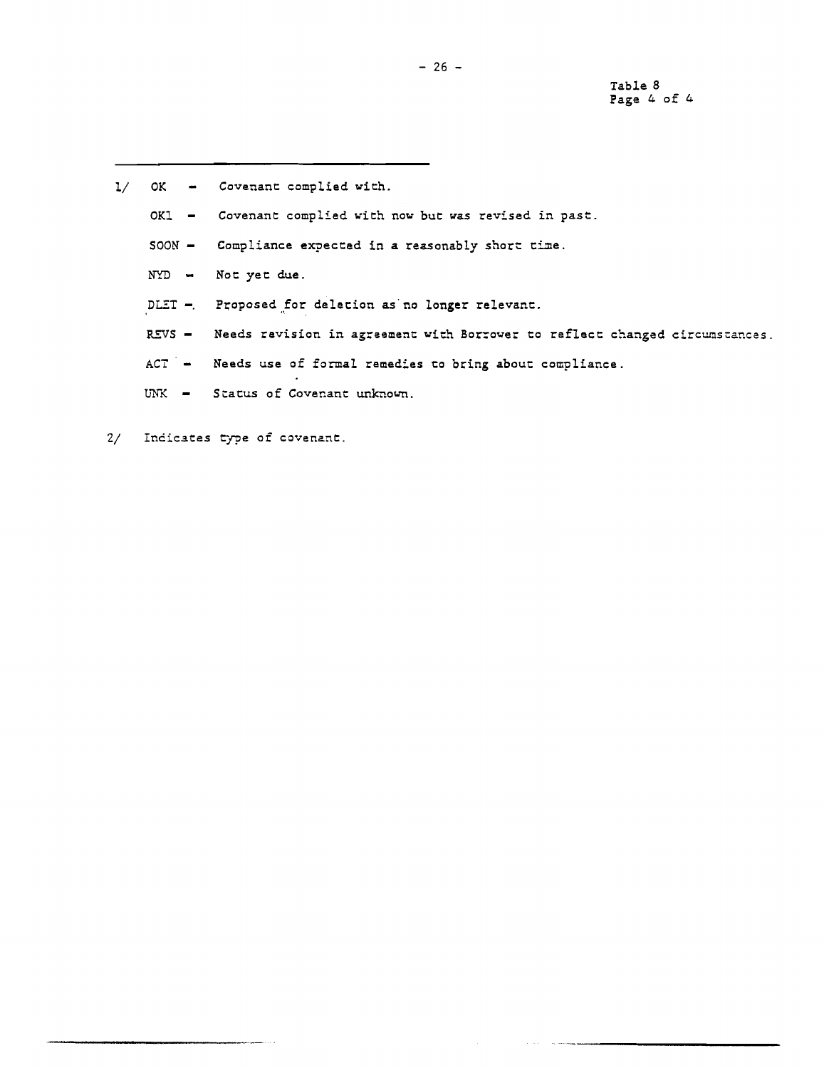Table 8
Page 4 of 4

---

1/ OK - Covenant complied with.

OK1 - Covenant complied with now but was revised in past.

SOON - Compliance expected in a reasonably short time.

NYD - Not yet due.

DLET - Proposed for deletion as no longer relevant.

REVS - Needs revision in agreement with Borrower to reflect changed circumstances.

ACT - Needs use of formal remedies to bring about compliance.

UNK - Status of Covenant unknown.

2/ Indicates type of covenant.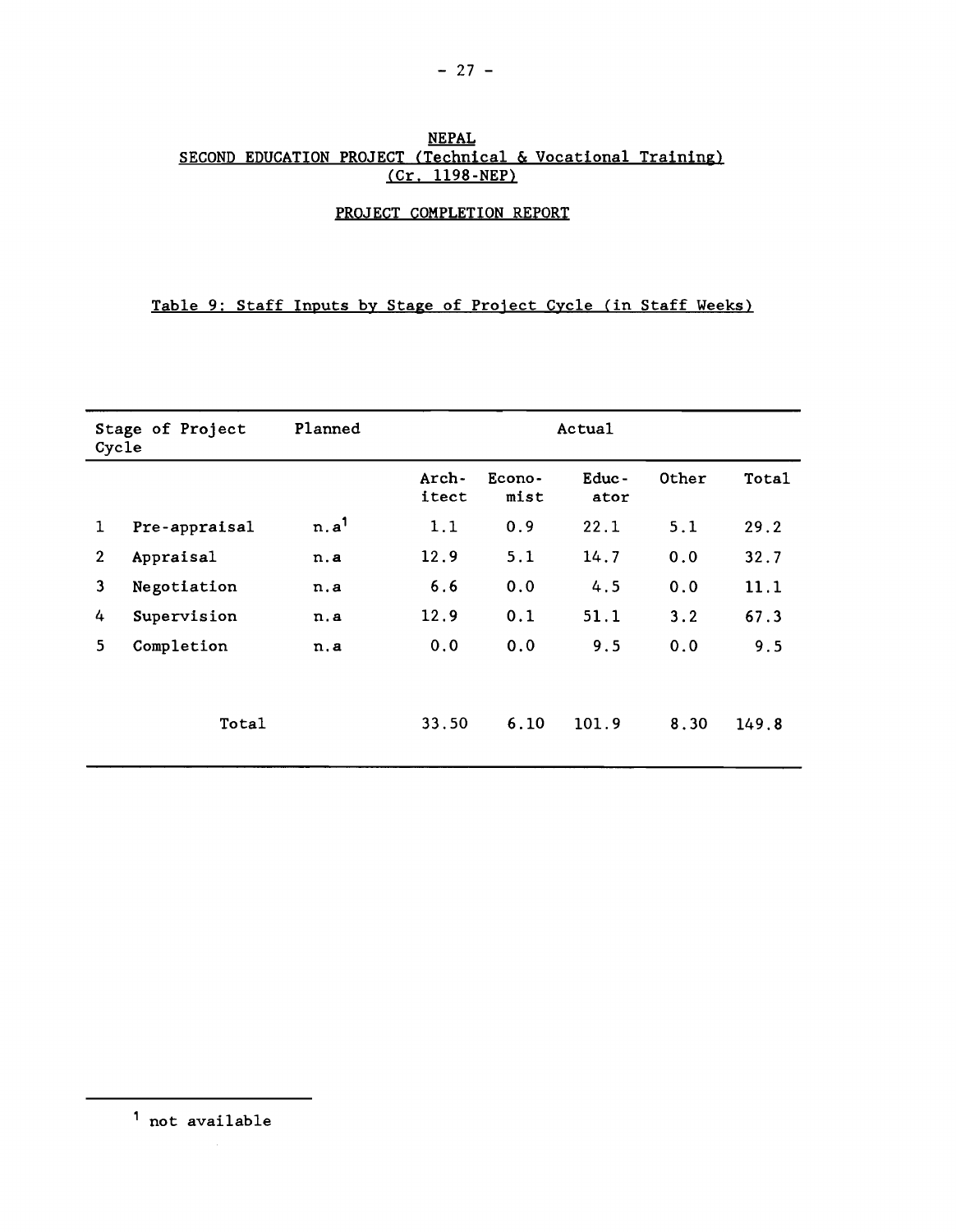NEPAL

SECOND EDUCATION PROJECT (Technical & Vocational Training)
(Cr. 1198-NEP)

PROJECT COMPLETION REPORT

Table 9: Staff Inputs by Stage of Project Cycle (in Staff Weeks)

| Stage of Project Cycle | | Planned | Actual | | | | |
|---|---|---|---|---|---|---|---|
| | | | Arch-itect | Econo-mist | Educ-ator | Other | Total |
| 1 | Pre-appraisal | n.a[1] | 1.1 | 0.9 | 22.1 | 5.1 | 29.2 |
| 2 | Appraisal | n.a | 12.9 | 5.1 | 14.7 | 0.0 | 32.7 |
| 3 | Negotiation | n.a | 6.6 | 0.0 | 4.5 | 0.0 | 11.1 |
| 4 | Supervision | n.a | 12.9 | 0.1 | 51.1 | 3.2 | 67.3 |
| 5 | Completion | n.a | 0.0 | 0.0 | 9.5 | 0.0 | 9.5 |
| | Total | | 33.50 | 6.10 | 101.9 | 8.30 | 149.8 |

[1] not available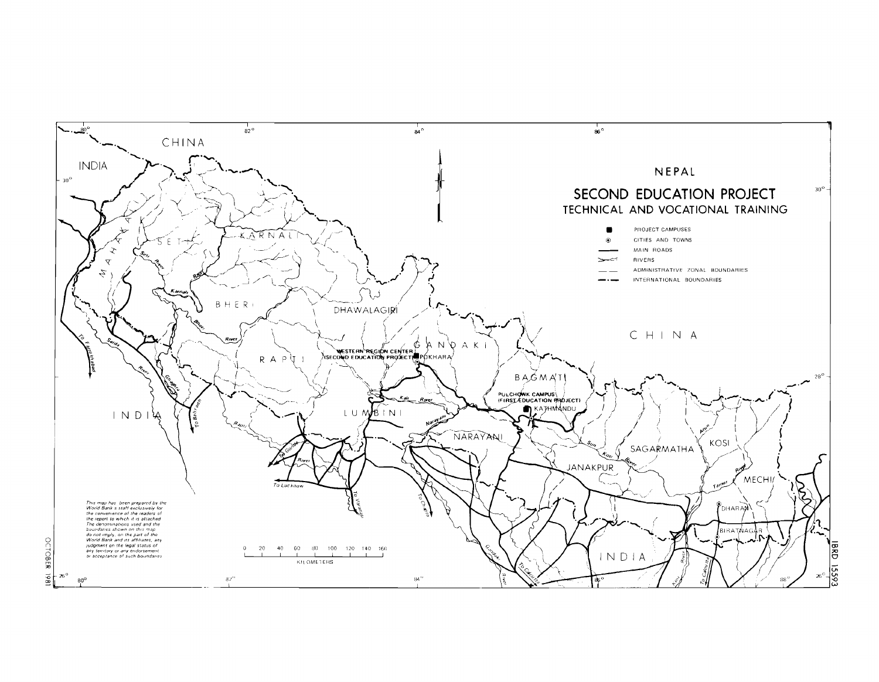# NEPAL

## SECOND EDUCATION PROJECT

### TECHNICAL AND VOCATIONAL TRAINING

- ■ PROJECT CAMPUSES
- ⊙ CITIES AND TOWNS
- MAIN ROADS
- RIVERS
- ADMINISTRATIVE ZONAL BOUNDARIES
- INTERNATIONAL BOUNDARIES

CHINA

INDIA

MAHAKALI

SETI

KARNALI

BHERI

DHAWALAGIRI

RAPTI

GANDAKI

WESTERN REGION CENTER (SECOND EDUCATION PROJECT) POKHARA

LUMBINI

BAGMATI

PULCHOWK CAMPUS (FIRST EDUCATION PROJECT) KATHMANDU

NARAYANI

JANAKPUR

SAGARMATHA

KOSI

MECHI

DHARAN

BIRATNAGAR

Seti River, Karnali, Bheri River, Sarda River, Ghaghra, Kali River, Narayani, Sun Kosi River, Arun, Tamur River, Rapti, Gandak River, Kosi River

To Farrukhabad, To Bahraich, To Gonda, To Lucknow, To Varanasi, To Chapra, To Calcutta

This map has been prepared by the World Bank's staff exclusively for the convenience of the readers of the report to which it is attached. The denominations used and the boundaries shown on this map do not imply, on the part of the World Bank and its affiliates, any judgment on the legal status of any territory or any endorsement or acceptance of such boundaries.

0 20 40 60 80 100 120 140 160

KILOMETERS

OCTOBER 1981

IBRD 15593